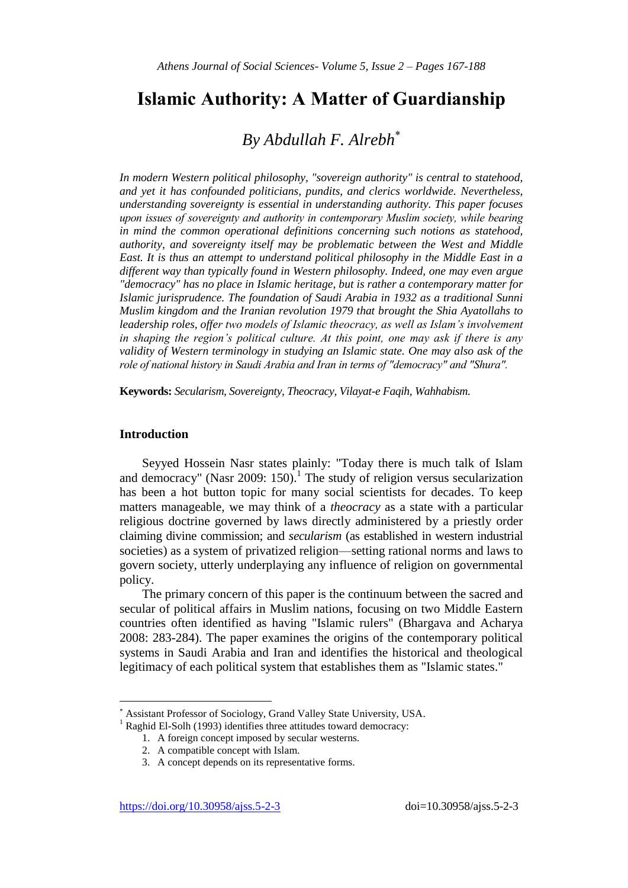# Islamic Authority: A Matter of Guardianship

## *By Abdullah F. Alrebh*[*]

*In modern Western political philosophy, "sovereign authority" is central to statehood, and yet it has confounded politicians, pundits, and clerics worldwide. Nevertheless, understanding sovereignty is essential in understanding authority. This paper focuses upon issues of sovereignty and authority in contemporary Muslim society, while bearing in mind the common operational definitions concerning such notions as statehood, authority, and sovereignty itself may be problematic between the West and Middle East. It is thus an attempt to understand political philosophy in the Middle East in a different way than typically found in Western philosophy. Indeed, one may even argue "democracy" has no place in Islamic heritage, but is rather a contemporary matter for Islamic jurisprudence. The foundation of Saudi Arabia in 1932 as a traditional Sunni Muslim kingdom and the Iranian revolution 1979 that brought the Shia Ayatollahs to leadership roles, offer two models of Islamic theocracy, as well as Islam's involvement in shaping the region's political culture. At this point, one may ask if there is any validity of Western terminology in studying an Islamic state. One may also ask of the role of national history in Saudi Arabia and Iran in terms of "democracy" and "Shura".*

**Keywords:** *Secularism, Sovereignty, Theocracy, Vilayat-e Faqih, Wahhabism.*

## Introduction

Seyyed Hossein Nasr states plainly: "Today there is much talk of Islam and democracy" (Nasr 2009: 150).[1] The study of religion versus secularization has been a hot button topic for many social scientists for decades. To keep matters manageable, we may think of a *theocracy* as a state with a particular religious doctrine governed by laws directly administered by a priestly order claiming divine commission; and *secularism* (as established in western industrial societies) as a system of privatized religion—setting rational norms and laws to govern society, utterly underplaying any influence of religion on governmental policy.

The primary concern of this paper is the continuum between the sacred and secular of political affairs in Muslim nations, focusing on two Middle Eastern countries often identified as having "Islamic rulers" (Bhargava and Acharya 2008: 283-284). The paper examines the origins of the contemporary political systems in Saudi Arabia and Iran and identifies the historical and theological legitimacy of each political system that establishes them as "Islamic states."

---

[*] Assistant Professor of Sociology, Grand Valley State University, USA.

[1] Raghid El-Solh (1993) identifies three attitudes toward democracy:

1. A foreign concept imposed by secular westerns.
2. A compatible concept with Islam.
3. A concept depends on its representative forms.

https://doi.org/10.30958/ajss.5-2-3 doi=10.30958/ajss.5-2-3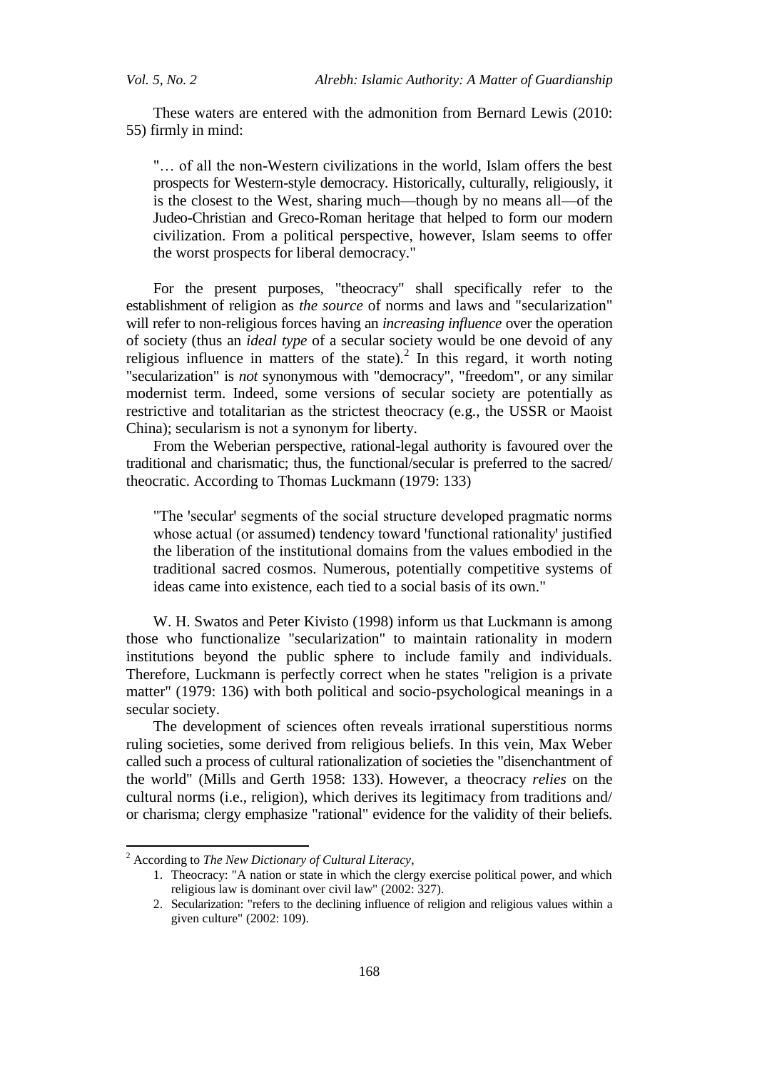These waters are entered with the admonition from Bernard Lewis (2010: 55) firmly in mind:

> "… of all the non-Western civilizations in the world, Islam offers the best prospects for Western-style democracy. Historically, culturally, religiously, it is the closest to the West, sharing much—though by no means all—of the Judeo-Christian and Greco-Roman heritage that helped to form our modern civilization. From a political perspective, however, Islam seems to offer the worst prospects for liberal democracy."

For the present purposes, "theocracy" shall specifically refer to the establishment of religion as *the source* of norms and laws and "secularization" will refer to non-religious forces having an *increasing influence* over the operation of society (thus an *ideal type* of a secular society would be one devoid of any religious influence in matters of the state).[2] In this regard, it worth noting "secularization" is *not* synonymous with "democracy", "freedom", or any similar modernist term. Indeed, some versions of secular society are potentially as restrictive and totalitarian as the strictest theocracy (e.g., the USSR or Maoist China); secularism is not a synonym for liberty.

From the Weberian perspective, rational-legal authority is favoured over the traditional and charismatic; thus, the functional/secular is preferred to the sacred/ theocratic. According to Thomas Luckmann (1979: 133)

> "The 'secular' segments of the social structure developed pragmatic norms whose actual (or assumed) tendency toward 'functional rationality' justified the liberation of the institutional domains from the values embodied in the traditional sacred cosmos. Numerous, potentially competitive systems of ideas came into existence, each tied to a social basis of its own."

W. H. Swatos and Peter Kivisto (1998) inform us that Luckmann is among those who functionalize "secularization" to maintain rationality in modern institutions beyond the public sphere to include family and individuals. Therefore, Luckmann is perfectly correct when he states "religion is a private matter" (1979: 136) with both political and socio-psychological meanings in a secular society.

The development of sciences often reveals irrational superstitious norms ruling societies, some derived from religious beliefs. In this vein, Max Weber called such a process of cultural rationalization of societies the "disenchantment of the world" (Mills and Gerth 1958: 133). However, a theocracy *relies* on the cultural norms (i.e., religion), which derives its legitimacy from traditions and/ or charisma; clergy emphasize "rational" evidence for the validity of their beliefs.

---

[2] According to *The New Dictionary of Cultural Literacy*,

1. Theocracy: "A nation or state in which the clergy exercise political power, and which religious law is dominant over civil law" (2002: 327).
2. Secularization: "refers to the declining influence of religion and religious values within a given culture" (2002: 109).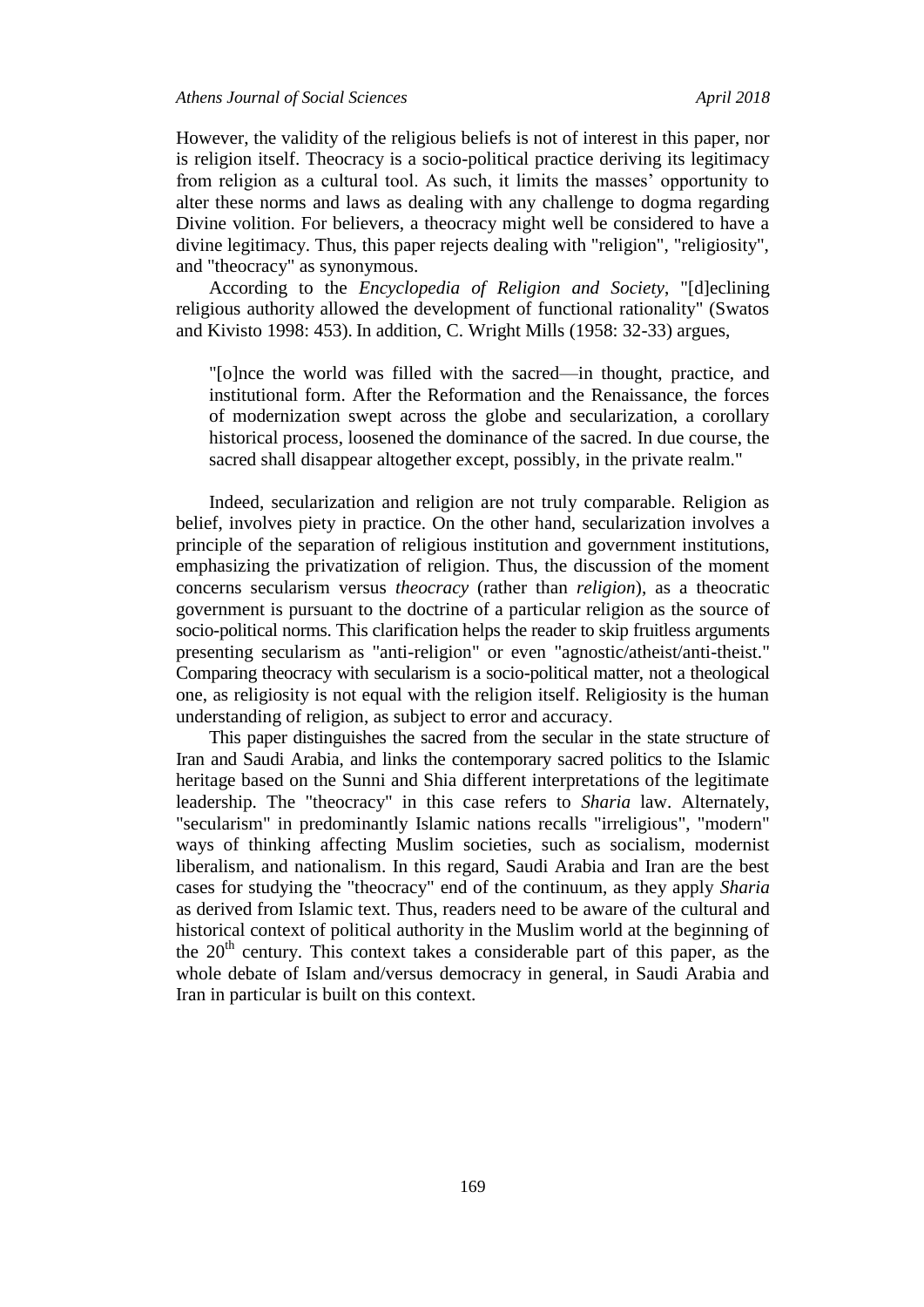However, the validity of the religious beliefs is not of interest in this paper, nor is religion itself. Theocracy is a socio-political practice deriving its legitimacy from religion as a cultural tool. As such, it limits the masses' opportunity to alter these norms and laws as dealing with any challenge to dogma regarding Divine volition. For believers, a theocracy might well be considered to have a divine legitimacy. Thus, this paper rejects dealing with "religion", "religiosity", and "theocracy" as synonymous.

According to the *Encyclopedia of Religion and Society*, "[d]eclining religious authority allowed the development of functional rationality" (Swatos and Kivisto 1998: 453). In addition, C. Wright Mills (1958: 32-33) argues,

> "[o]nce the world was filled with the sacred—in thought, practice, and institutional form. After the Reformation and the Renaissance, the forces of modernization swept across the globe and secularization, a corollary historical process, loosened the dominance of the sacred. In due course, the sacred shall disappear altogether except, possibly, in the private realm."

Indeed, secularization and religion are not truly comparable. Religion as belief, involves piety in practice. On the other hand, secularization involves a principle of the separation of religious institution and government institutions, emphasizing the privatization of religion. Thus, the discussion of the moment concerns secularism versus *theocracy* (rather than *religion*), as a theocratic government is pursuant to the doctrine of a particular religion as the source of socio-political norms. This clarification helps the reader to skip fruitless arguments presenting secularism as "anti-religion" or even "agnostic/atheist/anti-theist." Comparing theocracy with secularism is a socio-political matter, not a theological one, as religiosity is not equal with the religion itself. Religiosity is the human understanding of religion, as subject to error and accuracy.

This paper distinguishes the sacred from the secular in the state structure of Iran and Saudi Arabia, and links the contemporary sacred politics to the Islamic heritage based on the Sunni and Shia different interpretations of the legitimate leadership. The "theocracy" in this case refers to *Sharia* law. Alternately, "secularism" in predominantly Islamic nations recalls "irreligious", "modern" ways of thinking affecting Muslim societies, such as socialism, modernist liberalism, and nationalism. In this regard, Saudi Arabia and Iran are the best cases for studying the "theocracy" end of the continuum, as they apply *Sharia* as derived from Islamic text. Thus, readers need to be aware of the cultural and historical context of political authority in the Muslim world at the beginning of the 20th century. This context takes a considerable part of this paper, as the whole debate of Islam and/versus democracy in general, in Saudi Arabia and Iran in particular is built on this context.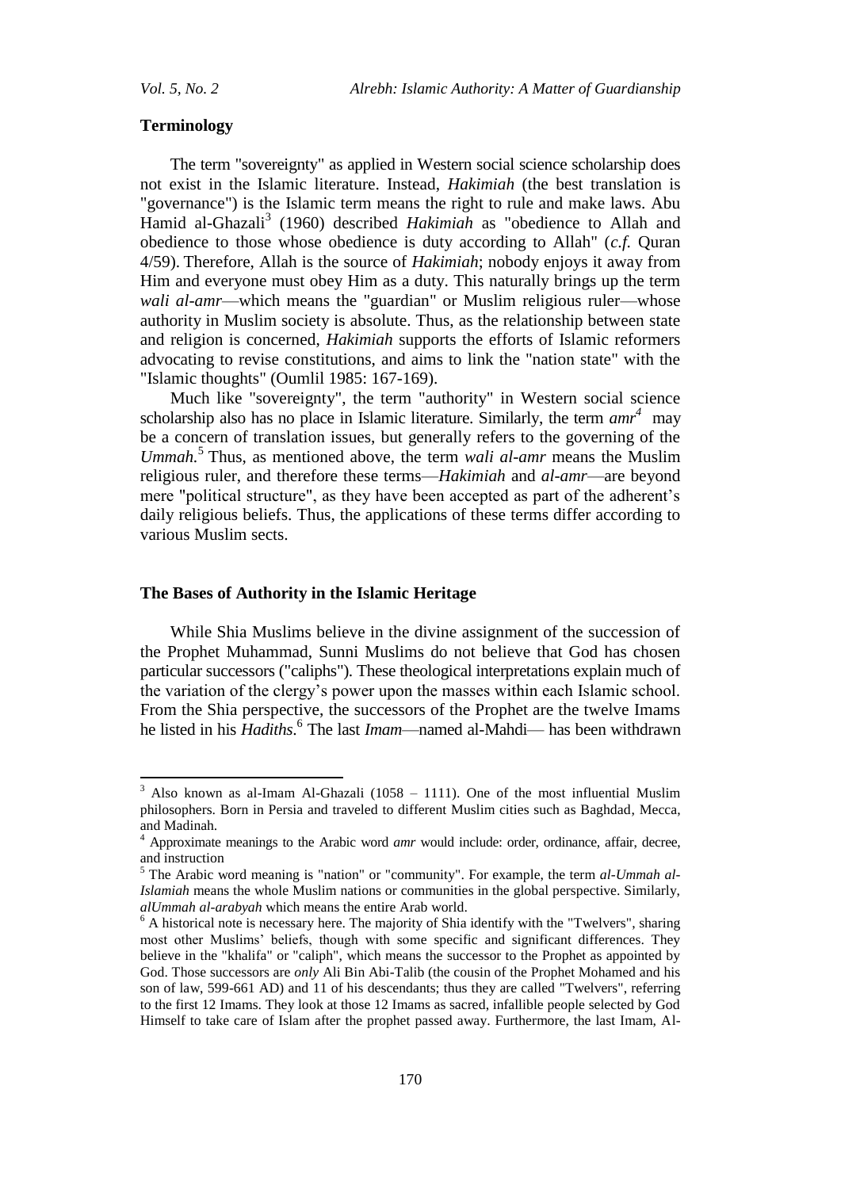### Terminology

The term "sovereignty" as applied in Western social science scholarship does not exist in the Islamic literature. Instead, *Hakimiah* (the best translation is "governance") is the Islamic term means the right to rule and make laws. Abu Hamid al-Ghazali[3] (1960) described *Hakimiah* as "obedience to Allah and obedience to those whose obedience is duty according to Allah" (*c.f.* Quran 4/59). Therefore, Allah is the source of *Hakimiah*; nobody enjoys it away from Him and everyone must obey Him as a duty. This naturally brings up the term *wali al-amr*—which means the "guardian" or Muslim religious ruler—whose authority in Muslim society is absolute. Thus, as the relationship between state and religion is concerned, *Hakimiah* supports the efforts of Islamic reformers advocating to revise constitutions, and aims to link the "nation state" with the "Islamic thoughts" (Oumlil 1985: 167-169).

Much like "sovereignty", the term "authority" in Western social science scholarship also has no place in Islamic literature. Similarly, the term *amr*[4] may be a concern of translation issues, but generally refers to the governing of the *Ummah.*[5] Thus, as mentioned above, the term *wali al-amr* means the Muslim religious ruler, and therefore these terms—*Hakimiah* and *al-amr*—are beyond mere "political structure", as they have been accepted as part of the adherent's daily religious beliefs. Thus, the applications of these terms differ according to various Muslim sects.

### The Bases of Authority in the Islamic Heritage

While Shia Muslims believe in the divine assignment of the succession of the Prophet Muhammad, Sunni Muslims do not believe that God has chosen particular successors ("caliphs"). These theological interpretations explain much of the variation of the clergy's power upon the masses within each Islamic school. From the Shia perspective, the successors of the Prophet are the twelve Imams he listed in his *Hadiths*.[6] The last *Imam*—named al-Mahdi— has been withdrawn

---

[3] Also known as al-Imam Al-Ghazali (1058 – 1111). One of the most influential Muslim philosophers. Born in Persia and traveled to different Muslim cities such as Baghdad, Mecca, and Madinah.

[4] Approximate meanings to the Arabic word *amr* would include: order, ordinance, affair, decree, and instruction

[5] The Arabic word meaning is "nation" or "community". For example, the term *al-Ummah al-Islamiah* means the whole Muslim nations or communities in the global perspective. Similarly, *alUmmah al-arabyah* which means the entire Arab world.

[6] A historical note is necessary here. The majority of Shia identify with the "Twelvers", sharing most other Muslims' beliefs, though with some specific and significant differences. They believe in the "khalifa" or "caliph", which means the successor to the Prophet as appointed by God. Those successors are *only* Ali Bin Abi-Talib (the cousin of the Prophet Mohamed and his son of law, 599-661 AD) and 11 of his descendants; thus they are called "Twelvers", referring to the first 12 Imams. They look at those 12 Imams as sacred, infallible people selected by God Himself to take care of Islam after the prophet passed away. Furthermore, the last Imam, Al-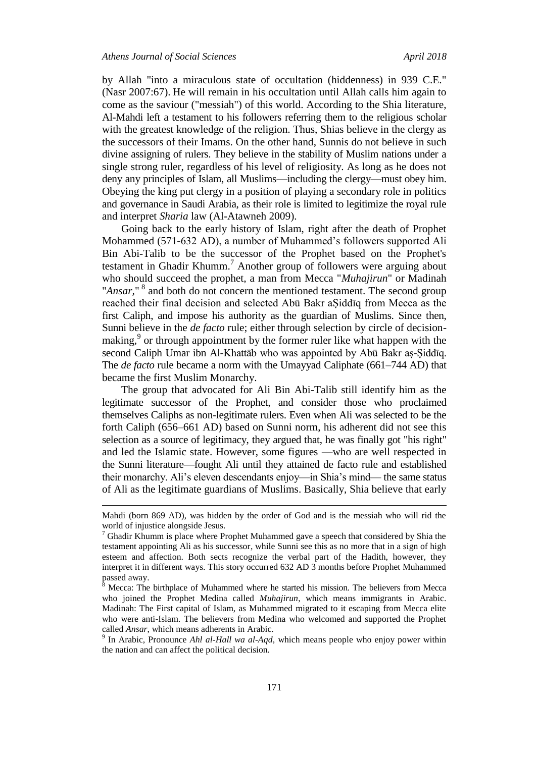by Allah "into a miraculous state of occultation (hiddenness) in 939 C.E." (Nasr 2007:67). He will remain in his occultation until Allah calls him again to come as the saviour ("messiah") of this world. According to the Shia literature, Al-Mahdi left a testament to his followers referring them to the religious scholar with the greatest knowledge of the religion. Thus, Shias believe in the clergy as the successors of their Imams. On the other hand, Sunnis do not believe in such divine assigning of rulers. They believe in the stability of Muslim nations under a single strong ruler, regardless of his level of religiosity. As long as he does not deny any principles of Islam, all Muslims—including the clergy—must obey him. Obeying the king put clergy in a position of playing a secondary role in politics and governance in Saudi Arabia, as their role is limited to legitimize the royal rule and interpret *Sharia* law (Al-Atawneh 2009).

Going back to the early history of Islam, right after the death of Prophet Mohammed (571-632 AD), a number of Muhammed's followers supported Ali Bin Abi-Talib to be the successor of the Prophet based on the Prophet's testament in Ghadir Khumm.[7] Another group of followers were arguing about who should succeed the prophet, a man from Mecca "*Muhajirun*" or Madinah "*Ansar*,"[8] and both do not concern the mentioned testament. The second group reached their final decision and selected Abū Bakr aṢiddīq from Mecca as the first Caliph, and impose his authority as the guardian of Muslims. Since then, Sunni believe in the *de facto* rule; either through selection by circle of decision-making,[9] or through appointment by the former ruler like what happen with the second Caliph Umar ibn Al-Khattāb who was appointed by Abū Bakr aṣ-Ṣiddīq. The *de facto* rule became a norm with the Umayyad Caliphate (661–744 AD) that became the first Muslim Monarchy.

The group that advocated for Ali Bin Abi-Talib still identify him as the legitimate successor of the Prophet, and consider those who proclaimed themselves Caliphs as non-legitimate rulers. Even when Ali was selected to be the forth Caliph (656–661 AD) based on Sunni norm, his adherent did not see this selection as a source of legitimacy, they argued that, he was finally got "his right" and led the Islamic state. However, some figures —who are well respected in the Sunni literature—fought Ali until they attained de facto rule and established their monarchy. Ali's eleven descendants enjoy—in Shia's mind— the same status of Ali as the legitimate guardians of Muslims. Basically, Shia believe that early

---

Mahdi (born 869 AD), was hidden by the order of God and is the messiah who will rid the world of injustice alongside Jesus.

[7] Ghadir Khumm is place where Prophet Muhammed gave a speech that considered by Shia the testament appointing Ali as his successor, while Sunni see this as no more that in a sign of high esteem and affection. Both sects recognize the verbal part of the Hadith, however, they interpret it in different ways. This story occurred 632 AD 3 months before Prophet Muhammed passed away.

[8] Mecca: The birthplace of Muhammed where he started his mission. The believers from Mecca who joined the Prophet Medina called *Muhajirun*, which means immigrants in Arabic. Madinah: The First capital of Islam, as Muhammed migrated to it escaping from Mecca elite who were anti-Islam. The believers from Medina who welcomed and supported the Prophet called *Ansar*, which means adherents in Arabic.

[9] In Arabic, Pronounce *Ahl al-Hall wa al-Aqd*, which means people who enjoy power within the nation and can affect the political decision.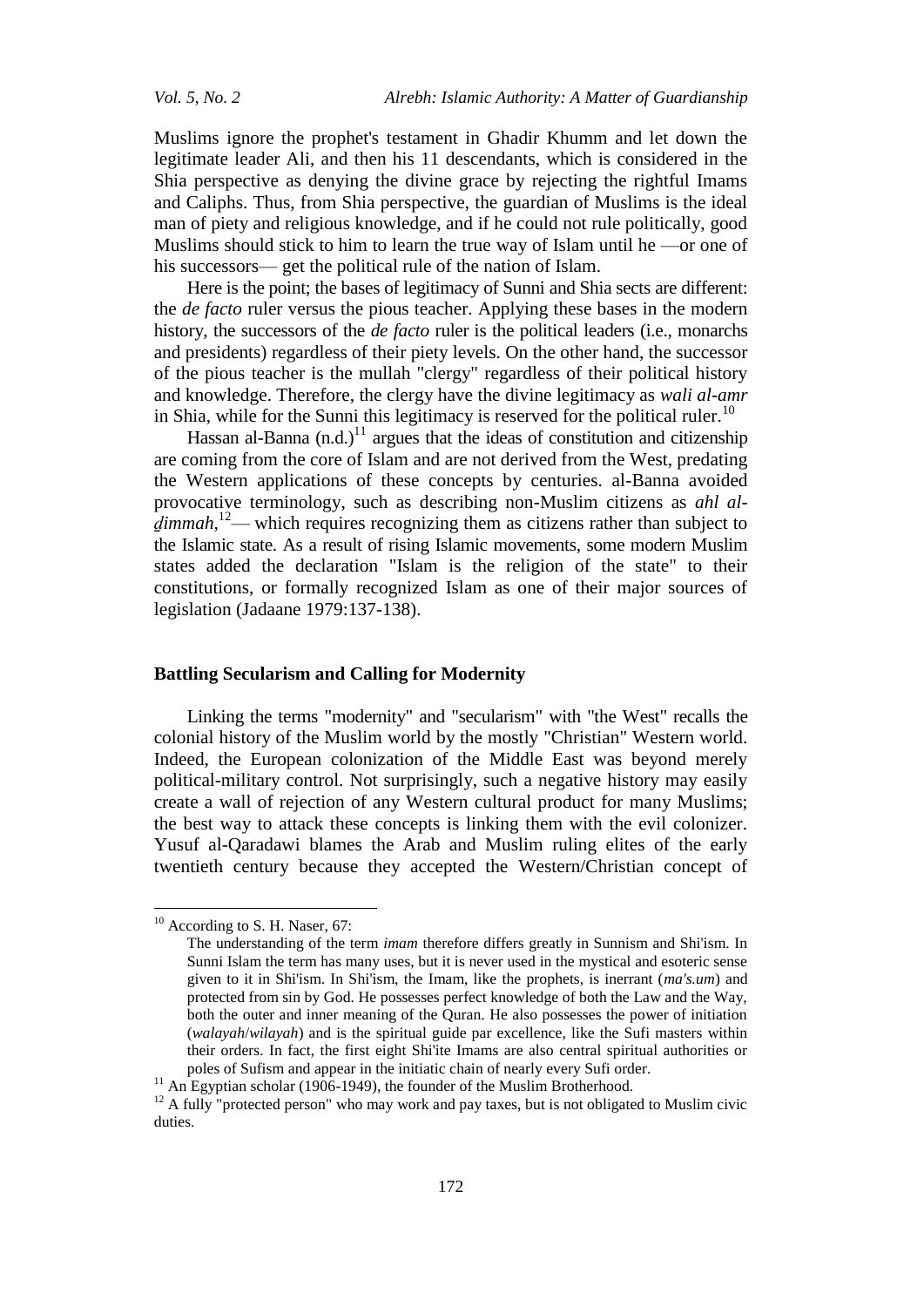Muslims ignore the prophet's testament in Ghadir Khumm and let down the legitimate leader Ali, and then his 11 descendants, which is considered in the Shia perspective as denying the divine grace by rejecting the rightful Imams and Caliphs. Thus, from Shia perspective, the guardian of Muslims is the ideal man of piety and religious knowledge, and if he could not rule politically, good Muslims should stick to him to learn the true way of Islam until he —or one of his successors— get the political rule of the nation of Islam.

Here is the point; the bases of legitimacy of Sunni and Shia sects are different: the *de facto* ruler versus the pious teacher. Applying these bases in the modern history, the successors of the *de facto* ruler is the political leaders (i.e., monarchs and presidents) regardless of their piety levels. On the other hand, the successor of the pious teacher is the mullah "clergy" regardless of their political history and knowledge. Therefore, the clergy have the divine legitimacy as *wali al-amr* in Shia, while for the Sunni this legitimacy is reserved for the political ruler.[10]

Hassan al-Banna (n.d.)[11] argues that the ideas of constitution and citizenship are coming from the core of Islam and are not derived from the West, predating the Western applications of these concepts by centuries. al-Banna avoided provocative terminology, such as describing non-Muslim citizens as *ahl al-ḏimmah,*[12]— which requires recognizing them as citizens rather than subject to the Islamic state. As a result of rising Islamic movements, some modern Muslim states added the declaration "Islam is the religion of the state" to their constitutions, or formally recognized Islam as one of their major sources of legislation (Jadaane 1979:137-138).

## Battling Secularism and Calling for Modernity

Linking the terms "modernity" and "secularism" with "the West" recalls the colonial history of the Muslim world by the mostly "Christian" Western world. Indeed, the European colonization of the Middle East was beyond merely political-military control. Not surprisingly, such a negative history may easily create a wall of rejection of any Western cultural product for many Muslims; the best way to attack these concepts is linking them with the evil colonizer. Yusuf al-Qaradawi blames the Arab and Muslim ruling elites of the early twentieth century because they accepted the Western/Christian concept of

---

[10] According to S. H. Naser, 67:

> The understanding of the term *imam* therefore differs greatly in Sunnism and Shi'ism. In Sunni Islam the term has many uses, but it is never used in the mystical and esoteric sense given to it in Shi'ism. In Shi'ism, the Imam, like the prophets, is inerrant (*ma's.um*) and protected from sin by God. He possesses perfect knowledge of both the Law and the Way, both the outer and inner meaning of the Quran. He also possesses the power of initiation (*walayah*/*wilayah*) and is the spiritual guide par excellence, like the Sufi masters within their orders. In fact, the first eight Shi'ite Imams are also central spiritual authorities or poles of Sufism and appear in the initiatic chain of nearly every Sufi order.

[11] An Egyptian scholar (1906-1949), the founder of the Muslim Brotherhood.

[12] A fully "protected person" who may work and pay taxes, but is not obligated to Muslim civic duties.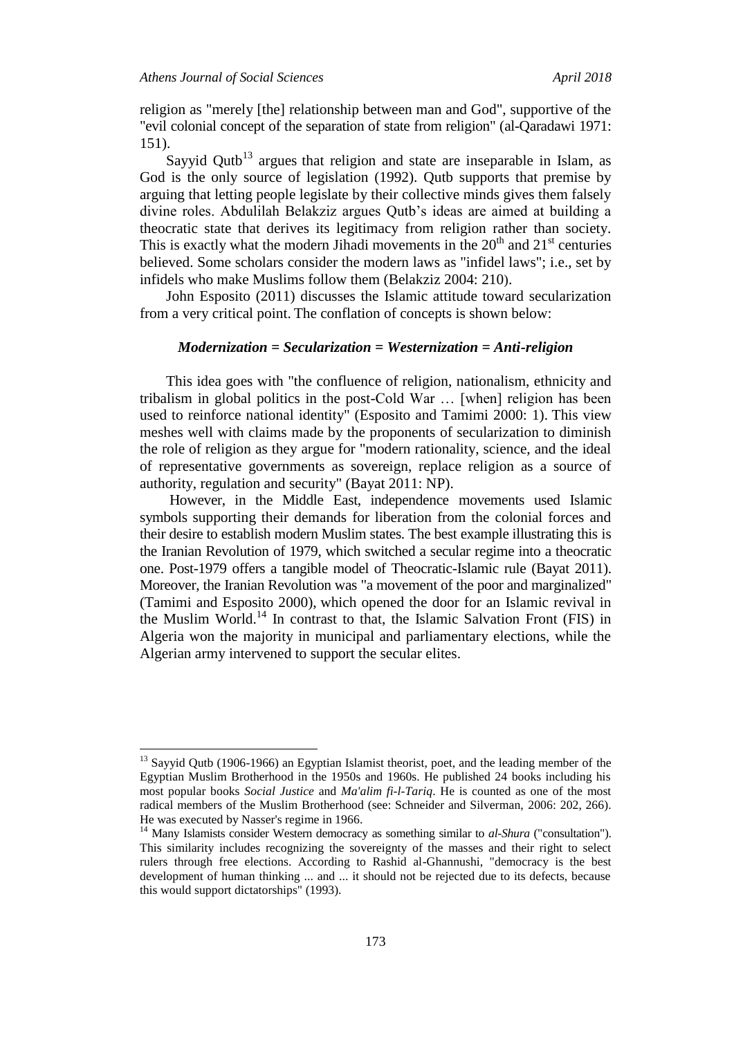religion as "merely [the] relationship between man and God", supportive of the "evil colonial concept of the separation of state from religion" (al-Qaradawi 1971: 151).

Sayyid Qutb[13] argues that religion and state are inseparable in Islam, as God is the only source of legislation (1992). Qutb supports that premise by arguing that letting people legislate by their collective minds gives them falsely divine roles. Abdulilah Belakziz argues Qutb's ideas are aimed at building a theocratic state that derives its legitimacy from religion rather than society. This is exactly what the modern Jihadi movements in the 20th and 21st centuries believed. Some scholars consider the modern laws as "infidel laws"; i.e., set by infidels who make Muslims follow them (Belakziz 2004: 210).

John Esposito (2011) discusses the Islamic attitude toward secularization from a very critical point. The conflation of concepts is shown below:

***Modernization = Secularization = Westernization = Anti-religion***

This idea goes with "the confluence of religion, nationalism, ethnicity and tribalism in global politics in the post-Cold War … [when] religion has been used to reinforce national identity" (Esposito and Tamimi 2000: 1). This view meshes well with claims made by the proponents of secularization to diminish the role of religion as they argue for "modern rationality, science, and the ideal of representative governments as sovereign, replace religion as a source of authority, regulation and security" (Bayat 2011: NP).

However, in the Middle East, independence movements used Islamic symbols supporting their demands for liberation from the colonial forces and their desire to establish modern Muslim states. The best example illustrating this is the Iranian Revolution of 1979, which switched a secular regime into a theocratic one. Post-1979 offers a tangible model of Theocratic-Islamic rule (Bayat 2011). Moreover, the Iranian Revolution was "a movement of the poor and marginalized" (Tamimi and Esposito 2000), which opened the door for an Islamic revival in the Muslim World.[14] In contrast to that, the Islamic Salvation Front (FIS) in Algeria won the majority in municipal and parliamentary elections, while the Algerian army intervened to support the secular elites.

---

[13] Sayyid Qutb (1906-1966) an Egyptian Islamist theorist, poet, and the leading member of the Egyptian Muslim Brotherhood in the 1950s and 1960s. He published 24 books including his most popular books *Social Justice* and *Ma'alim fi-l-Tariq*. He is counted as one of the most radical members of the Muslim Brotherhood (see: Schneider and Silverman, 2006: 202, 266). He was executed by Nasser's regime in 1966.

[14] Many Islamists consider Western democracy as something similar to *al-Shura* ("consultation"). This similarity includes recognizing the sovereignty of the masses and their right to select rulers through free elections. According to Rashid al-Ghannushi, "democracy is the best development of human thinking ... and ... it should not be rejected due to its defects, because this would support dictatorships" (1993).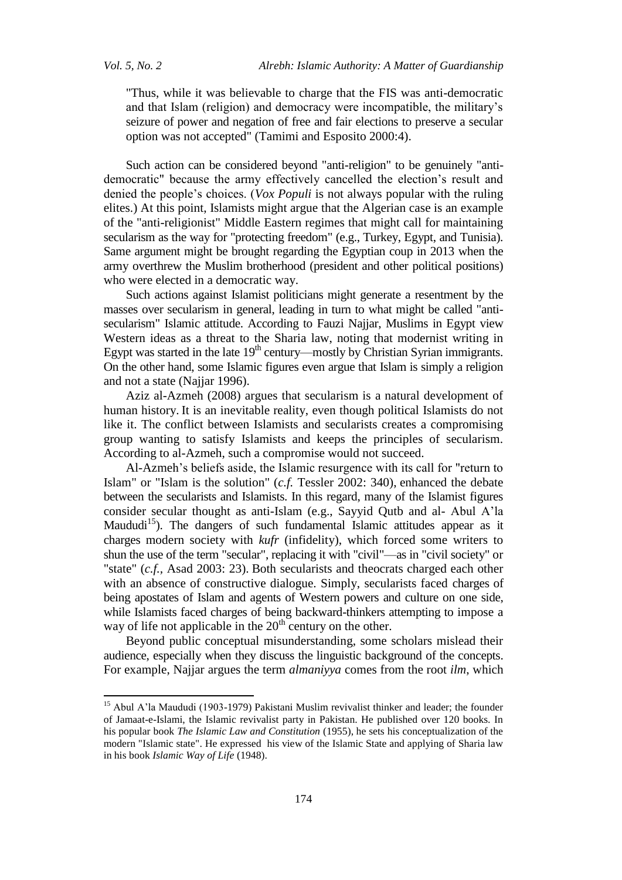"Thus, while it was believable to charge that the FIS was anti-democratic and that Islam (religion) and democracy were incompatible, the military's seizure of power and negation of free and fair elections to preserve a secular option was not accepted" (Tamimi and Esposito 2000:4).

Such action can be considered beyond "anti-religion" to be genuinely "anti-democratic" because the army effectively cancelled the election's result and denied the people's choices. (*Vox Populi* is not always popular with the ruling elites.) At this point, Islamists might argue that the Algerian case is an example of the "anti-religionist" Middle Eastern regimes that might call for maintaining secularism as the way for "protecting freedom" (e.g., Turkey, Egypt, and Tunisia). Same argument might be brought regarding the Egyptian coup in 2013 when the army overthrew the Muslim brotherhood (president and other political positions) who were elected in a democratic way.

Such actions against Islamist politicians might generate a resentment by the masses over secularism in general, leading in turn to what might be called "anti-secularism" Islamic attitude. According to Fauzi Najjar, Muslims in Egypt view Western ideas as a threat to the Sharia law, noting that modernist writing in Egypt was started in the late 19th century—mostly by Christian Syrian immigrants. On the other hand, some Islamic figures even argue that Islam is simply a religion and not a state (Najjar 1996).

Aziz al-Azmeh (2008) argues that secularism is a natural development of human history. It is an inevitable reality, even though political Islamists do not like it. The conflict between Islamists and secularists creates a compromising group wanting to satisfy Islamists and keeps the principles of secularism. According to al-Azmeh, such a compromise would not succeed.

Al-Azmeh's beliefs aside, the Islamic resurgence with its call for "return to Islam" or "Islam is the solution" (*c.f.* Tessler 2002: 340), enhanced the debate between the secularists and Islamists. In this regard, many of the Islamist figures consider secular thought as anti-Islam (e.g., Sayyid Qutb and al- Abul A'la Maududi[15]). The dangers of such fundamental Islamic attitudes appear as it charges modern society with *kufr* (infidelity), which forced some writers to shun the use of the term "secular", replacing it with "civil"—as in "civil society" or "state" (*c.f.*, Asad 2003: 23). Both secularists and theocrats charged each other with an absence of constructive dialogue. Simply, secularists faced charges of being apostates of Islam and agents of Western powers and culture on one side, while Islamists faced charges of being backward-thinkers attempting to impose a way of life not applicable in the 20th century on the other.

Beyond public conceptual misunderstanding, some scholars mislead their audience, especially when they discuss the linguistic background of the concepts. For example, Najjar argues the term *almaniyya* comes from the root *ilm*, which

---

[15] Abul A'la Maududi (1903-1979) Pakistani Muslim revivalist thinker and leader; the founder of Jamaat-e-Islami, the Islamic revivalist party in Pakistan. He published over 120 books. In his popular book *The Islamic Law and Constitution* (1955), he sets his conceptualization of the modern "Islamic state". He expressed his view of the Islamic State and applying of Sharia law in his book *Islamic Way of Life* (1948).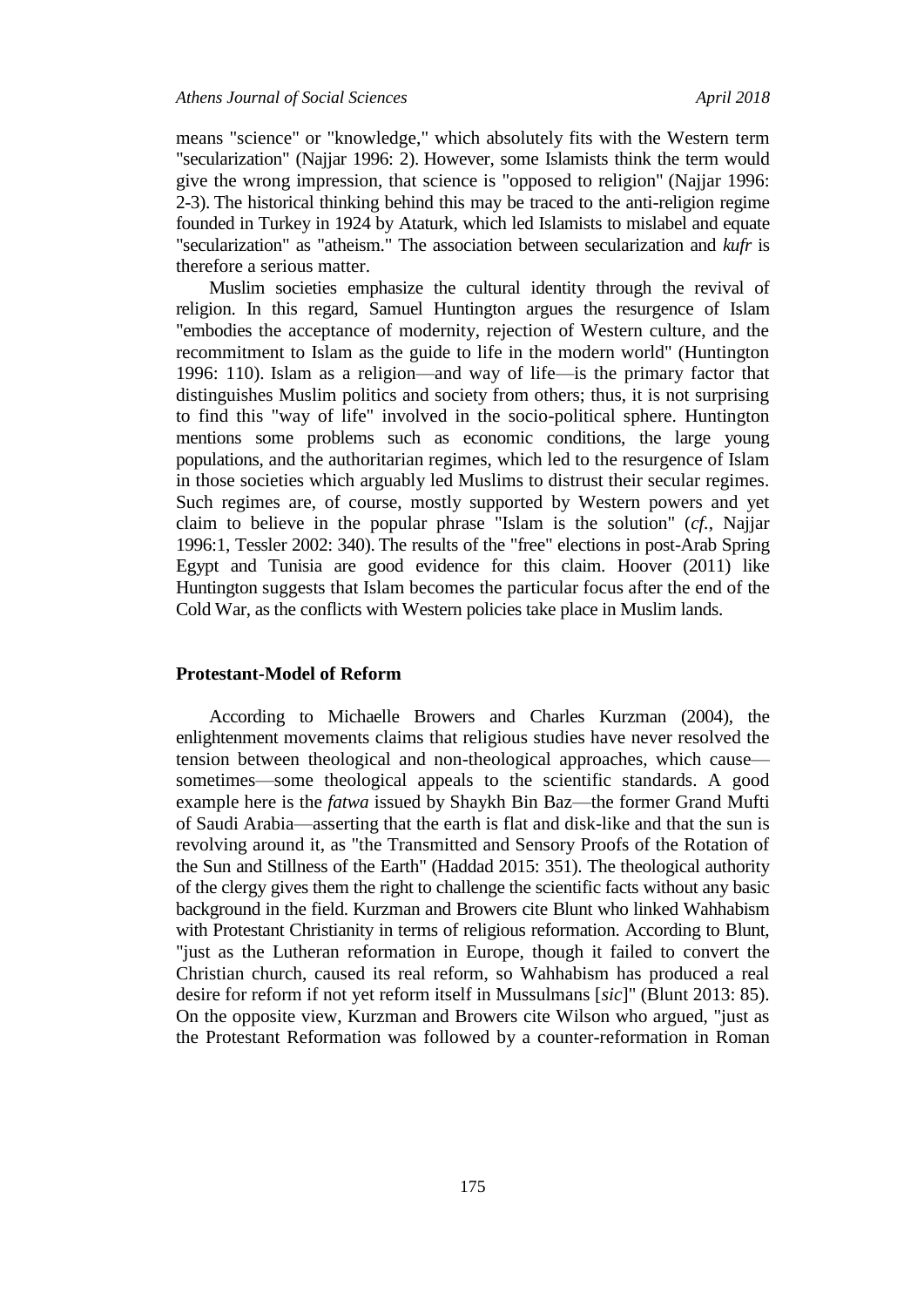means "science" or "knowledge," which absolutely fits with the Western term "secularization" (Najjar 1996: 2). However, some Islamists think the term would give the wrong impression, that science is "opposed to religion" (Najjar 1996: 2-3). The historical thinking behind this may be traced to the anti-religion regime founded in Turkey in 1924 by Ataturk, which led Islamists to mislabel and equate "secularization" as "atheism." The association between secularization and *kufr* is therefore a serious matter.

Muslim societies emphasize the cultural identity through the revival of religion. In this regard, Samuel Huntington argues the resurgence of Islam "embodies the acceptance of modernity, rejection of Western culture, and the recommitment to Islam as the guide to life in the modern world" (Huntington 1996: 110). Islam as a religion—and way of life—is the primary factor that distinguishes Muslim politics and society from others; thus, it is not surprising to find this "way of life" involved in the socio-political sphere. Huntington mentions some problems such as economic conditions, the large young populations, and the authoritarian regimes, which led to the resurgence of Islam in those societies which arguably led Muslims to distrust their secular regimes. Such regimes are, of course, mostly supported by Western powers and yet claim to believe in the popular phrase "Islam is the solution" (*cf.*, Najjar 1996:1, Tessler 2002: 340). The results of the "free" elections in post-Arab Spring Egypt and Tunisia are good evidence for this claim. Hoover (2011) like Huntington suggests that Islam becomes the particular focus after the end of the Cold War, as the conflicts with Western policies take place in Muslim lands.

### Protestant-Model of Reform

According to Michaelle Browers and Charles Kurzman (2004), the enlightenment movements claims that religious studies have never resolved the tension between theological and non-theological approaches, which cause—sometimes—some theological appeals to the scientific standards. A good example here is the *fatwa* issued by Shaykh Bin Baz—the former Grand Mufti of Saudi Arabia—asserting that the earth is flat and disk-like and that the sun is revolving around it, as "the Transmitted and Sensory Proofs of the Rotation of the Sun and Stillness of the Earth" (Haddad 2015: 351). The theological authority of the clergy gives them the right to challenge the scientific facts without any basic background in the field. Kurzman and Browers cite Blunt who linked Wahhabism with Protestant Christianity in terms of religious reformation. According to Blunt, "just as the Lutheran reformation in Europe, though it failed to convert the Christian church, caused its real reform, so Wahhabism has produced a real desire for reform if not yet reform itself in Mussulmans [*sic*]" (Blunt 2013: 85). On the opposite view, Kurzman and Browers cite Wilson who argued, "just as the Protestant Reformation was followed by a counter-reformation in Roman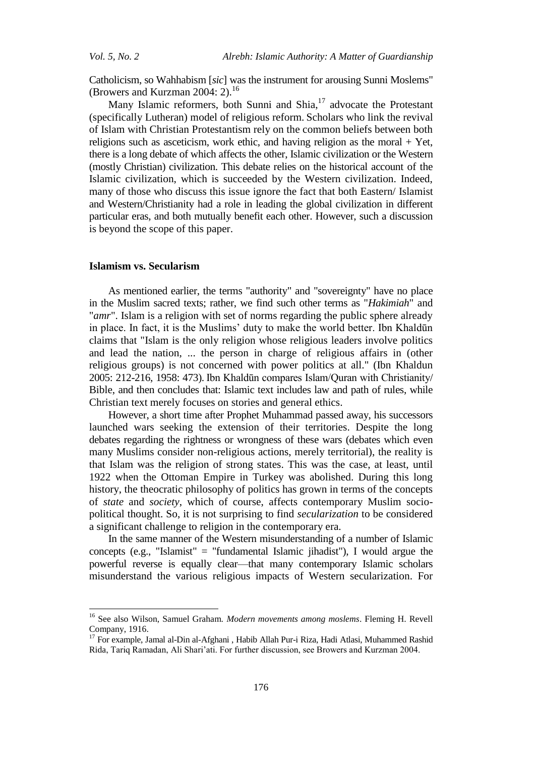Catholicism, so Wahhabism [*sic*] was the instrument for arousing Sunni Moslems" (Browers and Kurzman 2004: 2).[16]

Many Islamic reformers, both Sunni and Shia,[17] advocate the Protestant (specifically Lutheran) model of religious reform. Scholars who link the revival of Islam with Christian Protestantism rely on the common beliefs between both religions such as asceticism, work ethic, and having religion as the moral + Yet, there is a long debate of which affects the other, Islamic civilization or the Western (mostly Christian) civilization. This debate relies on the historical account of the Islamic civilization, which is succeeded by the Western civilization. Indeed, many of those who discuss this issue ignore the fact that both Eastern/ Islamist and Western/Christianity had a role in leading the global civilization in different particular eras, and both mutually benefit each other. However, such a discussion is beyond the scope of this paper.

### Islamism vs. Secularism

As mentioned earlier, the terms "authority" and "sovereignty" have no place in the Muslim sacred texts; rather, we find such other terms as "*Hakimiah*" and "*amr*". Islam is a religion with set of norms regarding the public sphere already in place. In fact, it is the Muslims' duty to make the world better. Ibn Khaldūn claims that "Islam is the only religion whose religious leaders involve politics and lead the nation, ... the person in charge of religious affairs in (other religious groups) is not concerned with power politics at all." (Ibn Khaldun 2005: 212-216, 1958: 473). Ibn Khaldūn compares Islam/Quran with Christianity/ Bible, and then concludes that: Islamic text includes law and path of rules, while Christian text merely focuses on stories and general ethics.

However, a short time after Prophet Muhammad passed away, his successors launched wars seeking the extension of their territories. Despite the long debates regarding the rightness or wrongness of these wars (debates which even many Muslims consider non-religious actions, merely territorial), the reality is that Islam was the religion of strong states. This was the case, at least, until 1922 when the Ottoman Empire in Turkey was abolished. During this long history, the theocratic philosophy of politics has grown in terms of the concepts of *state* and *society*, which of course, affects contemporary Muslim socio-political thought. So, it is not surprising to find *secularization* to be considered a significant challenge to religion in the contemporary era.

In the same manner of the Western misunderstanding of a number of Islamic concepts (e.g., "Islamist" = "fundamental Islamic jihadist"), I would argue the powerful reverse is equally clear—that many contemporary Islamic scholars misunderstand the various religious impacts of Western secularization. For

---

[16] See also Wilson, Samuel Graham. *Modern movements among moslems*. Fleming H. Revell Company, 1916.

[17] For example, Jamal al-Din al-Afghani , Habib Allah Pur-i Riza, Hadi Atlasi, Muhammed Rashid Rida, Tariq Ramadan, Ali Shari'ati. For further discussion, see Browers and Kurzman 2004.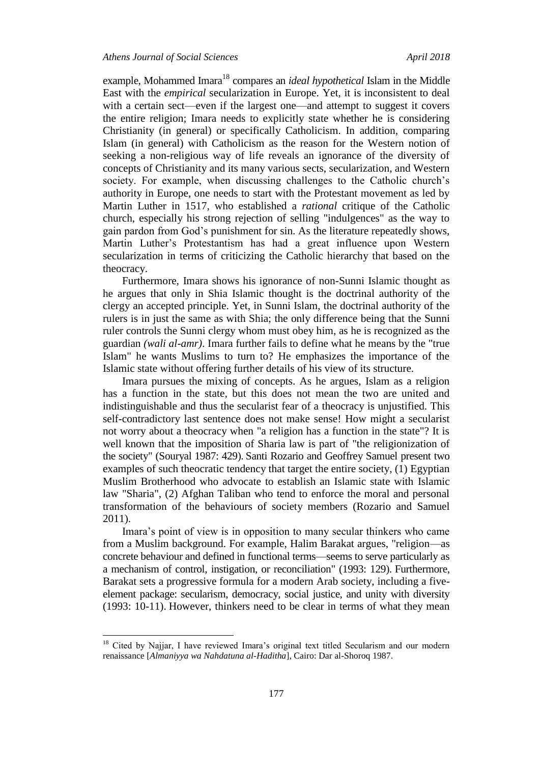example, Mohammed Imara[18] compares an *ideal hypothetical* Islam in the Middle East with the *empirical* secularization in Europe. Yet, it is inconsistent to deal with a certain sect—even if the largest one—and attempt to suggest it covers the entire religion; Imara needs to explicitly state whether he is considering Christianity (in general) or specifically Catholicism. In addition, comparing Islam (in general) with Catholicism as the reason for the Western notion of seeking a non-religious way of life reveals an ignorance of the diversity of concepts of Christianity and its many various sects, secularization, and Western society. For example, when discussing challenges to the Catholic church's authority in Europe, one needs to start with the Protestant movement as led by Martin Luther in 1517, who established a *rational* critique of the Catholic church, especially his strong rejection of selling "indulgences" as the way to gain pardon from God's punishment for sin. As the literature repeatedly shows, Martin Luther's Protestantism has had a great influence upon Western secularization in terms of criticizing the Catholic hierarchy that based on the theocracy.

Furthermore, Imara shows his ignorance of non-Sunni Islamic thought as he argues that only in Shia Islamic thought is the doctrinal authority of the clergy an accepted principle. Yet, in Sunni Islam, the doctrinal authority of the rulers is in just the same as with Shia; the only difference being that the Sunni ruler controls the Sunni clergy whom must obey him, as he is recognized as the guardian *(wali al-amr)*. Imara further fails to define what he means by the "true Islam" he wants Muslims to turn to? He emphasizes the importance of the Islamic state without offering further details of his view of its structure.

Imara pursues the mixing of concepts. As he argues, Islam as a religion has a function in the state, but this does not mean the two are united and indistinguishable and thus the secularist fear of a theocracy is unjustified. This self-contradictory last sentence does not make sense! How might a secularist not worry about a theocracy when "a religion has a function in the state"? It is well known that the imposition of Sharia law is part of "the religionization of the society" (Souryal 1987: 429). Santi Rozario and Geoffrey Samuel present two examples of such theocratic tendency that target the entire society, (1) Egyptian Muslim Brotherhood who advocate to establish an Islamic state with Islamic law "Sharia", (2) Afghan Taliban who tend to enforce the moral and personal transformation of the behaviours of society members (Rozario and Samuel 2011).

Imara's point of view is in opposition to many secular thinkers who came from a Muslim background. For example, Halim Barakat argues, "religion—as concrete behaviour and defined in functional terms—seems to serve particularly as a mechanism of control, instigation, or reconciliation" (1993: 129). Furthermore, Barakat sets a progressive formula for a modern Arab society, including a five-element package: secularism, democracy, social justice, and unity with diversity (1993: 10-11). However, thinkers need to be clear in terms of what they mean

[18] Cited by Najjar, I have reviewed Imara's original text titled Secularism and our modern renaissance [*Almaniyya wa Nahdatuna al-Haditha*], Cairo: Dar al-Shoroq 1987.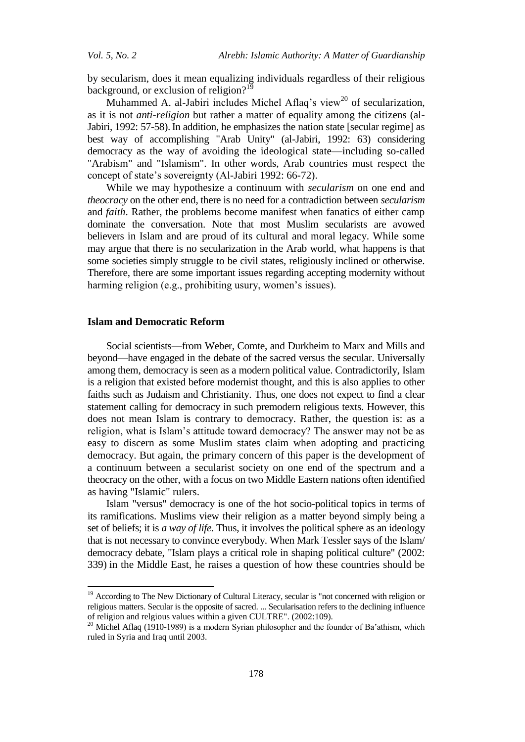by secularism, does it mean equalizing individuals regardless of their religious background, or exclusion of religion?[19]

Muhammed A. al-Jabiri includes Michel Aflaq's view[20] of secularization, as it is not *anti-religion* but rather a matter of equality among the citizens (al-Jabiri, 1992: 57-58). In addition, he emphasizes the nation state [secular regime] as best way of accomplishing "Arab Unity" (al-Jabiri, 1992: 63) considering democracy as the way of avoiding the ideological state—including so-called "Arabism" and "Islamism". In other words, Arab countries must respect the concept of state's sovereignty (Al-Jabiri 1992: 66-72).

While we may hypothesize a continuum with *secularism* on one end and *theocracy* on the other end, there is no need for a contradiction between *secularism* and *faith*. Rather, the problems become manifest when fanatics of either camp dominate the conversation. Note that most Muslim secularists are avowed believers in Islam and are proud of its cultural and moral legacy. While some may argue that there is no secularization in the Arab world, what happens is that some societies simply struggle to be civil states, religiously inclined or otherwise. Therefore, there are some important issues regarding accepting modernity without harming religion (e.g., prohibiting usury, women's issues).

## Islam and Democratic Reform

Social scientists—from Weber, Comte, and Durkheim to Marx and Mills and beyond—have engaged in the debate of the sacred versus the secular. Universally among them, democracy is seen as a modern political value. Contradictorily, Islam is a religion that existed before modernist thought, and this is also applies to other faiths such as Judaism and Christianity. Thus, one does not expect to find a clear statement calling for democracy in such premodern religious texts. However, this does not mean Islam is contrary to democracy. Rather, the question is: as a religion, what is Islam's attitude toward democracy? The answer may not be as easy to discern as some Muslim states claim when adopting and practicing democracy. But again, the primary concern of this paper is the development of a continuum between a secularist society on one end of the spectrum and a theocracy on the other, with a focus on two Middle Eastern nations often identified as having "Islamic" rulers.

Islam "versus" democracy is one of the hot socio-political topics in terms of its ramifications. Muslims view their religion as a matter beyond simply being a set of beliefs; it is *a way of life.* Thus, it involves the political sphere as an ideology that is not necessary to convince everybody. When Mark Tessler says of the Islam/ democracy debate, "Islam plays a critical role in shaping political culture" (2002: 339) in the Middle East, he raises a question of how these countries should be

---

[19] According to The New Dictionary of Cultural Literacy, secular is "not concerned with religion or religious matters. Secular is the opposite of sacred. ... Secularisation refers to the declining influence of religion and relgious values within a given CULTRE". (2002:109).

[20] Michel Aflaq (1910-1989) is a modern Syrian philosopher and the founder of Ba'athism, which ruled in Syria and Iraq until 2003.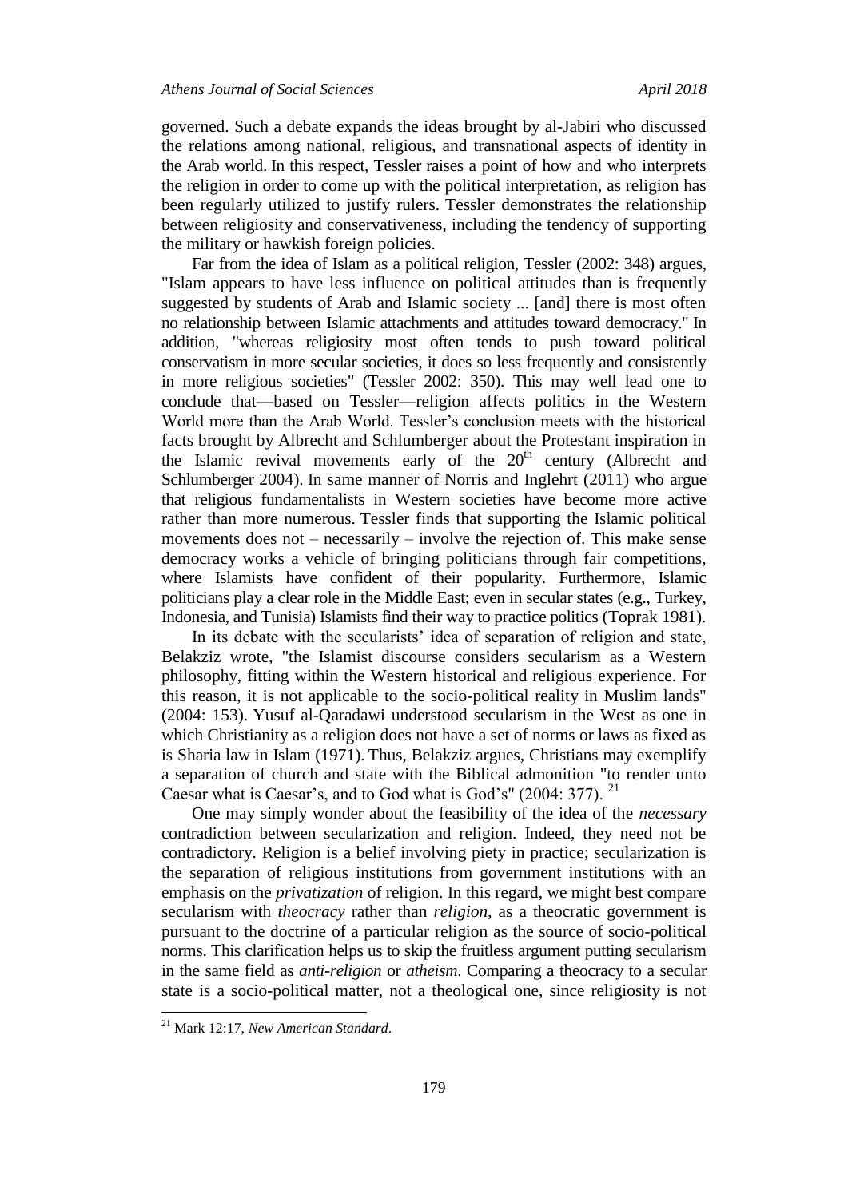governed. Such a debate expands the ideas brought by al-Jabiri who discussed the relations among national, religious, and transnational aspects of identity in the Arab world. In this respect, Tessler raises a point of how and who interprets the religion in order to come up with the political interpretation, as religion has been regularly utilized to justify rulers. Tessler demonstrates the relationship between religiosity and conservativeness, including the tendency of supporting the military or hawkish foreign policies.

Far from the idea of Islam as a political religion, Tessler (2002: 348) argues, "Islam appears to have less influence on political attitudes than is frequently suggested by students of Arab and Islamic society ... [and] there is most often no relationship between Islamic attachments and attitudes toward democracy." In addition, "whereas religiosity most often tends to push toward political conservatism in more secular societies, it does so less frequently and consistently in more religious societies" (Tessler 2002: 350). This may well lead one to conclude that—based on Tessler—religion affects politics in the Western World more than the Arab World. Tessler's conclusion meets with the historical facts brought by Albrecht and Schlumberger about the Protestant inspiration in the Islamic revival movements early of the 20th century (Albrecht and Schlumberger 2004). In same manner of Norris and Inglehrt (2011) who argue that religious fundamentalists in Western societies have become more active rather than more numerous. Tessler finds that supporting the Islamic political movements does not – necessarily – involve the rejection of. This make sense democracy works a vehicle of bringing politicians through fair competitions, where Islamists have confident of their popularity. Furthermore, Islamic politicians play a clear role in the Middle East; even in secular states (e.g., Turkey, Indonesia, and Tunisia) Islamists find their way to practice politics (Toprak 1981).

In its debate with the secularists' idea of separation of religion and state, Belakziz wrote, "the Islamist discourse considers secularism as a Western philosophy, fitting within the Western historical and religious experience. For this reason, it is not applicable to the socio-political reality in Muslim lands" (2004: 153). Yusuf al-Qaradawi understood secularism in the West as one in which Christianity as a religion does not have a set of norms or laws as fixed as is Sharia law in Islam (1971). Thus, Belakziz argues, Christians may exemplify a separation of church and state with the Biblical admonition "to render unto Caesar what is Caesar's, and to God what is God's" (2004: 377). [21]

One may simply wonder about the feasibility of the idea of the *necessary* contradiction between secularization and religion. Indeed, they need not be contradictory. Religion is a belief involving piety in practice; secularization is the separation of religious institutions from government institutions with an emphasis on the *privatization* of religion. In this regard, we might best compare secularism with *theocracy* rather than *religion*, as a theocratic government is pursuant to the doctrine of a particular religion as the source of socio-political norms. This clarification helps us to skip the fruitless argument putting secularism in the same field as *anti-religion* or *atheism*. Comparing a theocracy to a secular state is a socio-political matter, not a theological one, since religiosity is not

---

[21] Mark 12:17, *New American Standard*.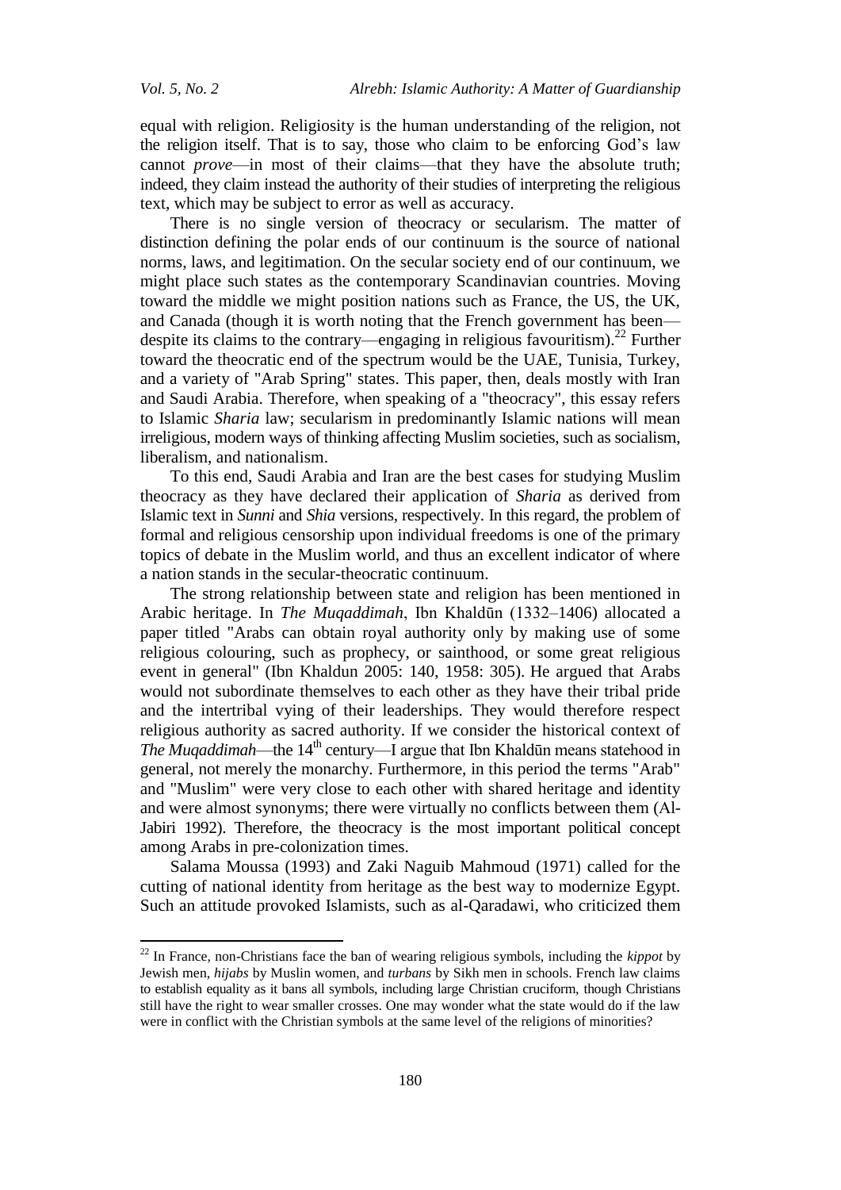equal with religion. Religiosity is the human understanding of the religion, not the religion itself. That is to say, those who claim to be enforcing God's law cannot *prove*—in most of their claims—that they have the absolute truth; indeed, they claim instead the authority of their studies of interpreting the religious text, which may be subject to error as well as accuracy.

There is no single version of theocracy or secularism. The matter of distinction defining the polar ends of our continuum is the source of national norms, laws, and legitimation. On the secular society end of our continuum, we might place such states as the contemporary Scandinavian countries. Moving toward the middle we might position nations such as France, the US, the UK, and Canada (though it is worth noting that the French government has been—despite its claims to the contrary—engaging in religious favouritism).[22] Further toward the theocratic end of the spectrum would be the UAE, Tunisia, Turkey, and a variety of "Arab Spring" states. This paper, then, deals mostly with Iran and Saudi Arabia. Therefore, when speaking of a "theocracy", this essay refers to Islamic *Sharia* law; secularism in predominantly Islamic nations will mean irreligious, modern ways of thinking affecting Muslim societies, such as socialism, liberalism, and nationalism.

To this end, Saudi Arabia and Iran are the best cases for studying Muslim theocracy as they have declared their application of *Sharia* as derived from Islamic text in *Sunni* and *Shia* versions, respectively. In this regard, the problem of formal and religious censorship upon individual freedoms is one of the primary topics of debate in the Muslim world, and thus an excellent indicator of where a nation stands in the secular-theocratic continuum.

The strong relationship between state and religion has been mentioned in Arabic heritage. In *The Muqaddimah*, Ibn Khaldūn (1332–1406) allocated a paper titled "Arabs can obtain royal authority only by making use of some religious colouring, such as prophecy, or sainthood, or some great religious event in general" (Ibn Khaldun 2005: 140, 1958: 305). He argued that Arabs would not subordinate themselves to each other as they have their tribal pride and the intertribal vying of their leaderships. They would therefore respect religious authority as sacred authority. If we consider the historical context of *The Muqaddimah*—the 14th century—I argue that Ibn Khaldūn means statehood in general, not merely the monarchy. Furthermore, in this period the terms "Arab" and "Muslim" were very close to each other with shared heritage and identity and were almost synonyms; there were virtually no conflicts between them (Al-Jabiri 1992). Therefore, the theocracy is the most important political concept among Arabs in pre-colonization times.

Salama Moussa (1993) and Zaki Naguib Mahmoud (1971) called for the cutting of national identity from heritage as the best way to modernize Egypt. Such an attitude provoked Islamists, such as al-Qaradawi, who criticized them

---

[22] In France, non-Christians face the ban of wearing religious symbols, including the *kippot* by Jewish men, *hijabs* by Muslim women, and *turbans* by Sikh men in schools. French law claims to establish equality as it bans all symbols, including large Christian cruciform, though Christians still have the right to wear smaller crosses. One may wonder what the state would do if the law were in conflict with the Christian symbols at the same level of the religions of minorities?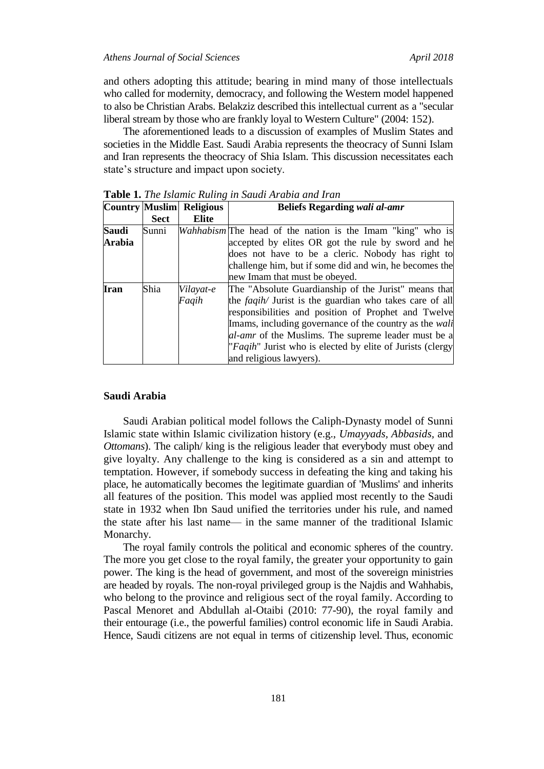and others adopting this attitude; bearing in mind many of those intellectuals who called for modernity, democracy, and following the Western model happened to also be Christian Arabs. Belakziz described this intellectual current as a "secular liberal stream by those who are frankly loyal to Western Culture" (2004: 152).

The aforementioned leads to a discussion of examples of Muslim States and societies in the Middle East. Saudi Arabia represents the theocracy of Sunni Islam and Iran represents the theocracy of Shia Islam. This discussion necessitates each state's structure and impact upon society.

**Table 1.** *The Islamic Ruling in Saudi Arabia and Iran*

| Country | Muslim Sect | Religious Elite | Beliefs Regarding *wali al-amr* |
|---|---|---|---|
| **Saudi Arabia** | Sunni | *Wahhabism* | The head of the nation is the Imam "king" who is accepted by elites OR got the rule by sword and he does not have to be a cleric. Nobody has right to challenge him, but if some did and win, he becomes the new Imam that must be obeyed. |
| **Iran** | Shia | *Vilayat-e Faqih* | The "Absolute Guardianship of the Jurist" means that the *faqih/* Jurist is the guardian who takes care of all responsibilities and position of Prophet and Twelve Imams, including governance of the country as the *wali al-amr* of the Muslims. The supreme leader must be a "*Faqih*" Jurist who is elected by elite of Jurists (clergy and religious lawyers). |

### Saudi Arabia

Saudi Arabian political model follows the Caliph-Dynasty model of Sunni Islamic state within Islamic civilization history (e.g., *Umayyads*, *Abbasids*, and *Ottomans*). The caliph/ king is the religious leader that everybody must obey and give loyalty. Any challenge to the king is considered as a sin and attempt to temptation. However, if somebody success in defeating the king and taking his place, he automatically becomes the legitimate guardian of 'Muslims' and inherits all features of the position. This model was applied most recently to the Saudi state in 1932 when Ibn Saud unified the territories under his rule, and named the state after his last name— in the same manner of the traditional Islamic Monarchy.

The royal family controls the political and economic spheres of the country. The more you get close to the royal family, the greater your opportunity to gain power. The king is the head of government, and most of the sovereign ministries are headed by royals. The non-royal privileged group is the Najdis and Wahhabis, who belong to the province and religious sect of the royal family. According to Pascal Menoret and Abdullah al-Otaibi (2010: 77-90), the royal family and their entourage (i.e., the powerful families) control economic life in Saudi Arabia. Hence, Saudi citizens are not equal in terms of citizenship level. Thus, economic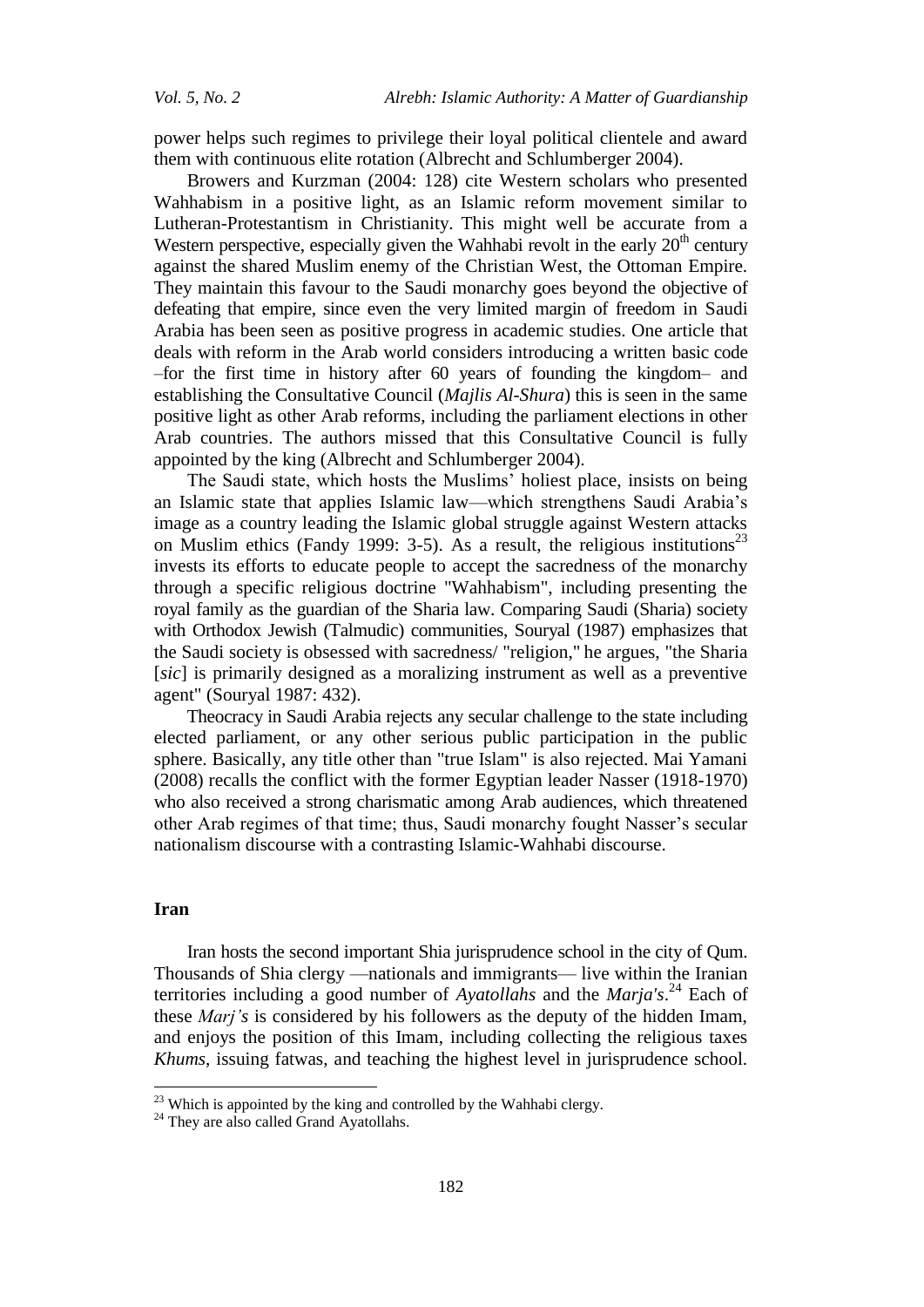power helps such regimes to privilege their loyal political clientele and award them with continuous elite rotation (Albrecht and Schlumberger 2004).

Browers and Kurzman (2004: 128) cite Western scholars who presented Wahhabism in a positive light, as an Islamic reform movement similar to Lutheran-Protestantism in Christianity. This might well be accurate from a Western perspective, especially given the Wahhabi revolt in the early 20th century against the shared Muslim enemy of the Christian West, the Ottoman Empire. They maintain this favour to the Saudi monarchy goes beyond the objective of defeating that empire, since even the very limited margin of freedom in Saudi Arabia has been seen as positive progress in academic studies. One article that deals with reform in the Arab world considers introducing a written basic code –for the first time in history after 60 years of founding the kingdom– and establishing the Consultative Council (*Majlis Al-Shura*) this is seen in the same positive light as other Arab reforms, including the parliament elections in other Arab countries. The authors missed that this Consultative Council is fully appointed by the king (Albrecht and Schlumberger 2004).

The Saudi state, which hosts the Muslims' holiest place, insists on being an Islamic state that applies Islamic law—which strengthens Saudi Arabia's image as a country leading the Islamic global struggle against Western attacks on Muslim ethics (Fandy 1999: 3-5). As a result, the religious institutions[23] invests its efforts to educate people to accept the sacredness of the monarchy through a specific religious doctrine "Wahhabism", including presenting the royal family as the guardian of the Sharia law. Comparing Saudi (Sharia) society with Orthodox Jewish (Talmudic) communities, Souryal (1987) emphasizes that the Saudi society is obsessed with sacredness/ "religion," he argues, "the Sharia [*sic*] is primarily designed as a moralizing instrument as well as a preventive agent" (Souryal 1987: 432).

Theocracy in Saudi Arabia rejects any secular challenge to the state including elected parliament, or any other serious public participation in the public sphere. Basically, any title other than "true Islam" is also rejected. Mai Yamani (2008) recalls the conflict with the former Egyptian leader Nasser (1918-1970) who also received a strong charismatic among Arab audiences, which threatened other Arab regimes of that time; thus, Saudi monarchy fought Nasser's secular nationalism discourse with a contrasting Islamic-Wahhabi discourse.

### Iran

Iran hosts the second important Shia jurisprudence school in the city of Qum. Thousands of Shia clergy —nationals and immigrants— live within the Iranian territories including a good number of *Ayatollahs* and the *Marja's*.[24] Each of these *Marj's* is considered by his followers as the deputy of the hidden Imam, and enjoys the position of this Imam, including collecting the religious taxes *Khums*, issuing fatwas, and teaching the highest level in jurisprudence school.

---

[23] Which is appointed by the king and controlled by the Wahhabi clergy.

[24] They are also called Grand Ayatollahs.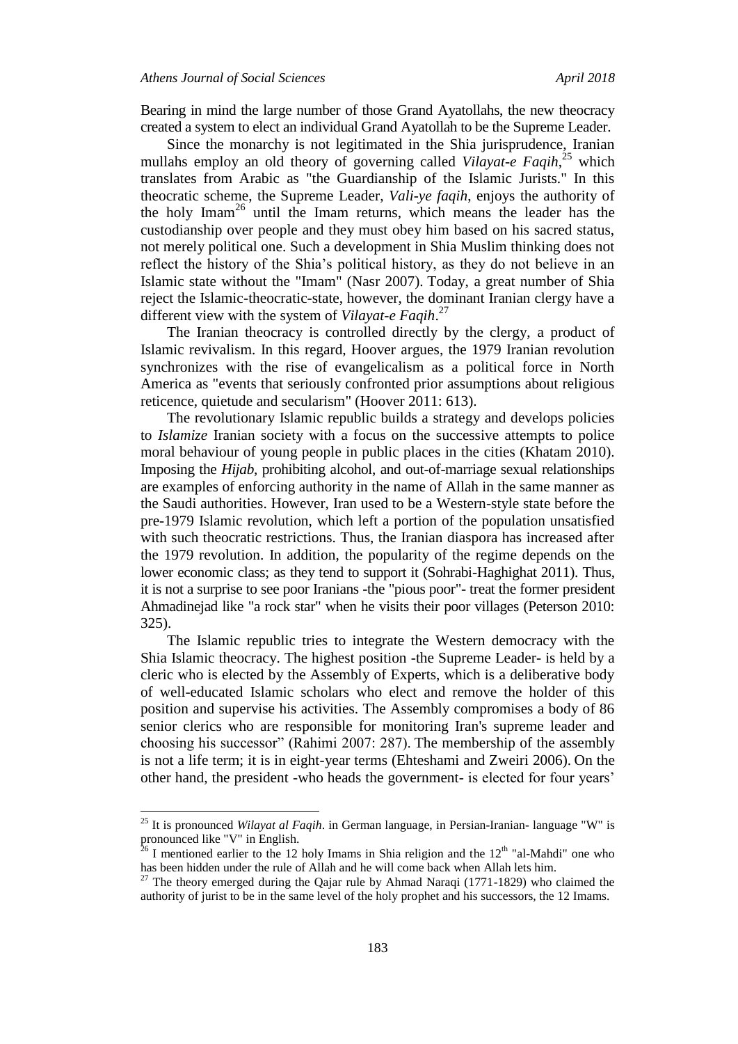Bearing in mind the large number of those Grand Ayatollahs, the new theocracy created a system to elect an individual Grand Ayatollah to be the Supreme Leader.

Since the monarchy is not legitimated in the Shia jurisprudence, Iranian mullahs employ an old theory of governing called *Vilayat-e Faqih*,[25] which translates from Arabic as "the Guardianship of the Islamic Jurists." In this theocratic scheme, the Supreme Leader, *Vali-ye faqih*, enjoys the authority of the holy Imam[26] until the Imam returns, which means the leader has the custodianship over people and they must obey him based on his sacred status, not merely political one. Such a development in Shia Muslim thinking does not reflect the history of the Shia's political history, as they do not believe in an Islamic state without the "Imam" (Nasr 2007). Today, a great number of Shia reject the Islamic-theocratic-state, however, the dominant Iranian clergy have a different view with the system of *Vilayat-e Faqih*.[27]

The Iranian theocracy is controlled directly by the clergy, a product of Islamic revivalism. In this regard, Hoover argues, the 1979 Iranian revolution synchronizes with the rise of evangelicalism as a political force in North America as "events that seriously confronted prior assumptions about religious reticence, quietude and secularism" (Hoover 2011: 613).

The revolutionary Islamic republic builds a strategy and develops policies to *Islamize* Iranian society with a focus on the successive attempts to police moral behaviour of young people in public places in the cities (Khatam 2010). Imposing the *Hijab*, prohibiting alcohol, and out-of-marriage sexual relationships are examples of enforcing authority in the name of Allah in the same manner as the Saudi authorities. However, Iran used to be a Western-style state before the pre-1979 Islamic revolution, which left a portion of the population unsatisfied with such theocratic restrictions. Thus, the Iranian diaspora has increased after the 1979 revolution. In addition, the popularity of the regime depends on the lower economic class; as they tend to support it (Sohrabi-Haghighat 2011). Thus, it is not a surprise to see poor Iranians -the "pious poor"- treat the former president Ahmadinejad like "a rock star" when he visits their poor villages (Peterson 2010: 325).

The Islamic republic tries to integrate the Western democracy with the Shia Islamic theocracy. The highest position -the Supreme Leader- is held by a cleric who is elected by the Assembly of Experts, which is a deliberative body of well-educated Islamic scholars who elect and remove the holder of this position and supervise his activities. The Assembly compromises a body of 86 senior clerics who are responsible for monitoring Iran's supreme leader and choosing his successor" (Rahimi 2007: 287). The membership of the assembly is not a life term; it is in eight-year terms (Ehteshami and Zweiri 2006). On the other hand, the president -who heads the government- is elected for four years'

---

[25] It is pronounced *Wilayat al Faqih*. in German language, in Persian-Iranian- language "W" is pronounced like "V" in English.

[26] I mentioned earlier to the 12 holy Imams in Shia religion and the 12th "al-Mahdi" one who has been hidden under the rule of Allah and he will come back when Allah lets him.

[27] The theory emerged during the Qajar rule by Ahmad Naraqi (1771-1829) who claimed the authority of jurist to be in the same level of the holy prophet and his successors, the 12 Imams.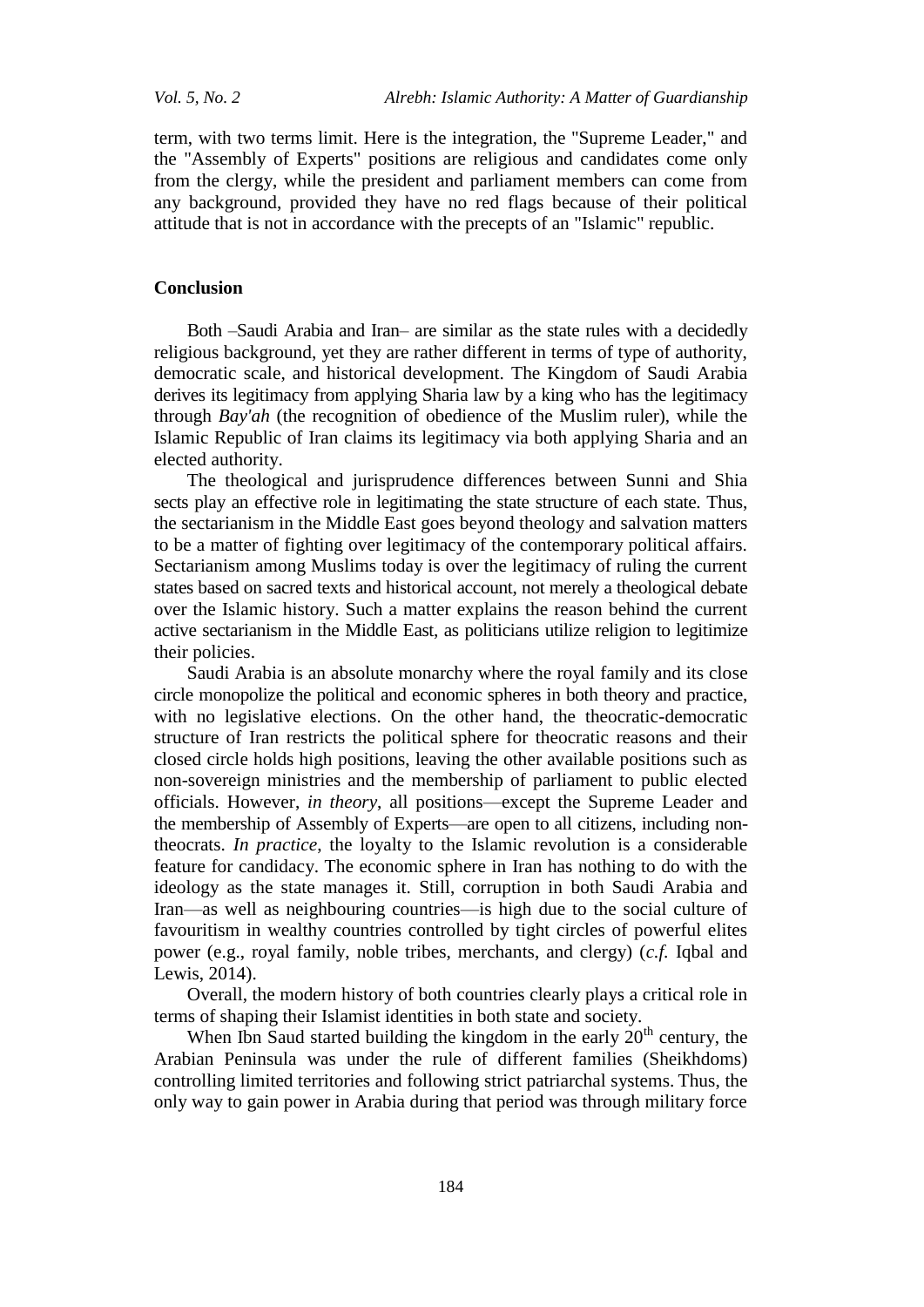term, with two terms limit. Here is the integration, the "Supreme Leader," and the "Assembly of Experts" positions are religious and candidates come only from the clergy, while the president and parliament members can come from any background, provided they have no red flags because of their political attitude that is not in accordance with the precepts of an "Islamic" republic.

## Conclusion

Both –Saudi Arabia and Iran– are similar as the state rules with a decidedly religious background, yet they are rather different in terms of type of authority, democratic scale, and historical development. The Kingdom of Saudi Arabia derives its legitimacy from applying Sharia law by a king who has the legitimacy through *Bay'ah* (the recognition of obedience of the Muslim ruler), while the Islamic Republic of Iran claims its legitimacy via both applying Sharia and an elected authority.

The theological and jurisprudence differences between Sunni and Shia sects play an effective role in legitimating the state structure of each state. Thus, the sectarianism in the Middle East goes beyond theology and salvation matters to be a matter of fighting over legitimacy of the contemporary political affairs. Sectarianism among Muslims today is over the legitimacy of ruling the current states based on sacred texts and historical account, not merely a theological debate over the Islamic history. Such a matter explains the reason behind the current active sectarianism in the Middle East, as politicians utilize religion to legitimize their policies.

Saudi Arabia is an absolute monarchy where the royal family and its close circle monopolize the political and economic spheres in both theory and practice, with no legislative elections. On the other hand, the theocratic-democratic structure of Iran restricts the political sphere for theocratic reasons and their closed circle holds high positions, leaving the other available positions such as non-sovereign ministries and the membership of parliament to public elected officials. However, *in theory*, all positions—except the Supreme Leader and the membership of Assembly of Experts—are open to all citizens, including non-theocrats. *In practice*, the loyalty to the Islamic revolution is a considerable feature for candidacy. The economic sphere in Iran has nothing to do with the ideology as the state manages it. Still, corruption in both Saudi Arabia and Iran—as well as neighbouring countries—is high due to the social culture of favouritism in wealthy countries controlled by tight circles of powerful elites power (e.g., royal family, noble tribes, merchants, and clergy) (*c.f.* Iqbal and Lewis, 2014).

Overall, the modern history of both countries clearly plays a critical role in terms of shaping their Islamist identities in both state and society.

When Ibn Saud started building the kingdom in the early 20th century, the Arabian Peninsula was under the rule of different families (Sheikhdoms) controlling limited territories and following strict patriarchal systems. Thus, the only way to gain power in Arabia during that period was through military force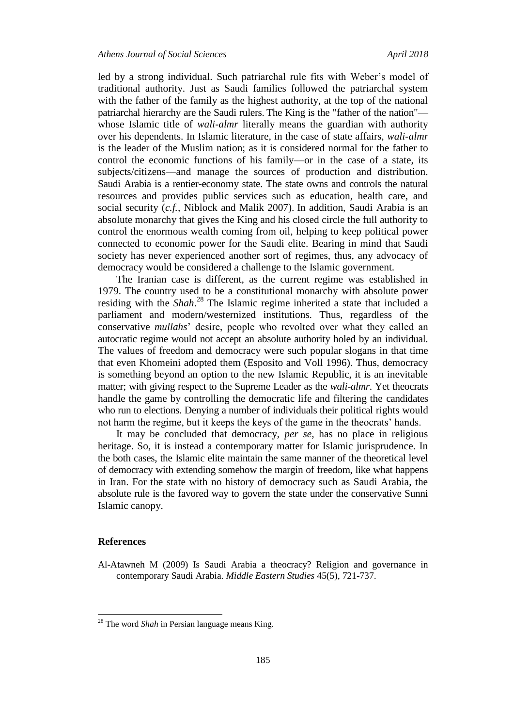led by a strong individual. Such patriarchal rule fits with Weber's model of traditional authority. Just as Saudi families followed the patriarchal system with the father of the family as the highest authority, at the top of the national patriarchal hierarchy are the Saudi rulers. The King is the "father of the nation"—whose Islamic title of *wali-almr* literally means the guardian with authority over his dependents. In Islamic literature, in the case of state affairs, *wali-almr* is the leader of the Muslim nation; as it is considered normal for the father to control the economic functions of his family—or in the case of a state, its subjects/citizens—and manage the sources of production and distribution. Saudi Arabia is a rentier-economy state. The state owns and controls the natural resources and provides public services such as education, health care, and social security (*c.f.*, Niblock and Malik 2007). In addition, Saudi Arabia is an absolute monarchy that gives the King and his closed circle the full authority to control the enormous wealth coming from oil, helping to keep political power connected to economic power for the Saudi elite. Bearing in mind that Saudi society has never experienced another sort of regimes, thus, any advocacy of democracy would be considered a challenge to the Islamic government.

The Iranian case is different, as the current regime was established in 1979. The country used to be a constitutional monarchy with absolute power residing with the *Shah*.[28] The Islamic regime inherited a state that included a parliament and modern/westernized institutions. Thus, regardless of the conservative *mullahs*' desire, people who revolted over what they called an autocratic regime would not accept an absolute authority holed by an individual. The values of freedom and democracy were such popular slogans in that time that even Khomeini adopted them (Esposito and Voll 1996). Thus, democracy is something beyond an option to the new Islamic Republic, it is an inevitable matter; with giving respect to the Supreme Leader as the *wali-almr*. Yet theocrats handle the game by controlling the democratic life and filtering the candidates who run to elections. Denying a number of individuals their political rights would not harm the regime, but it keeps the keys of the game in the theocrats' hands.

It may be concluded that democracy, *per se*, has no place in religious heritage. So, it is instead a contemporary matter for Islamic jurisprudence. In the both cases, the Islamic elite maintain the same manner of the theoretical level of democracy with extending somehow the margin of freedom, like what happens in Iran. For the state with no history of democracy such as Saudi Arabia, the absolute rule is the favored way to govern the state under the conservative Sunni Islamic canopy.

## References

Al-Atawneh M (2009) Is Saudi Arabia a theocracy? Religion and governance in contemporary Saudi Arabia. *Middle Eastern Studies* 45(5), 721-737.

---

[28] The word *Shah* in Persian language means King.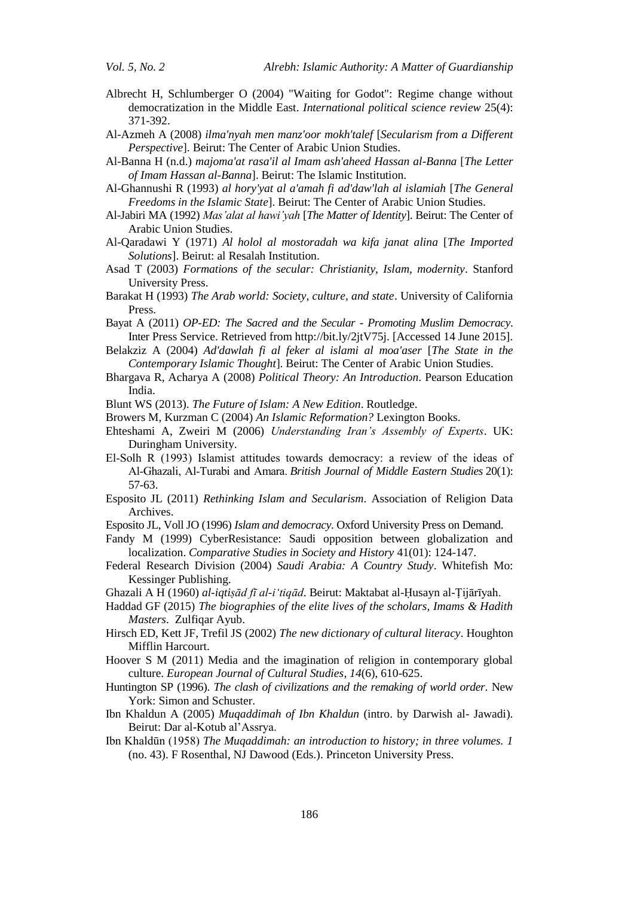Albrecht H, Schlumberger O (2004) "Waiting for Godot": Regime change without democratization in the Middle East. *International political science review* 25(4): 371-392.

Al-Azmeh A (2008) *ilma'nyah men manz'oor mokh'talef* [*Secularism from a Different Perspective*]. Beirut: The Center of Arabic Union Studies.

Al-Banna H (n.d.) *majoma'at rasa'il al Imam ash'aheed Hassan al-Banna* [*The Letter of Imam Hassan al-Banna*]. Beirut: The Islamic Institution.

Al-Ghannushi R (1993) *al hory'yat al a'amah fi ad'daw'lah al islamiah* [*The General Freedoms in the Islamic State*]. Beirut: The Center of Arabic Union Studies.

Al-Jabiri MA (1992) *Mas'alat al hawi'yah* [*The Matter of Identity*]. Beirut: The Center of Arabic Union Studies.

Al-Qaradawi Y (1971) *Al holol al mostoradah wa kifa janat alina* [*The Imported Solutions*]. Beirut: al Resalah Institution.

Asad T (2003) *Formations of the secular: Christianity, Islam, modernity*. Stanford University Press.

Barakat H (1993) *The Arab world: Society, culture, and state*. University of California Press.

Bayat A (2011) *OP-ED: The Sacred and the Secular - Promoting Muslim Democracy*. Inter Press Service. Retrieved from http://bit.ly/2jtV75j. [Accessed 14 June 2015].

Belakziz A (2004) *Ad'dawlah fi al feker al islami al moa'aser* [*The State in the Contemporary Islamic Thought*]. Beirut: The Center of Arabic Union Studies.

Bhargava R, Acharya A (2008) *Political Theory: An Introduction*. Pearson Education India.

Blunt WS (2013). *The Future of Islam: A New Edition*. Routledge.

Browers M, Kurzman C (2004) *An Islamic Reformation?* Lexington Books.

Ehteshami A, Zweiri M (2006) *Understanding Iran's Assembly of Experts*. UK: Duringham University.

El-Solh R (1993) Islamist attitudes towards democracy: a review of the ideas of Al-Ghazali, Al-Turabi and Amara. *British Journal of Middle Eastern Studies* 20(1): 57-63.

Esposito JL (2011) *Rethinking Islam and Secularism*. Association of Religion Data Archives.

Esposito JL, Voll JO (1996) *Islam and democracy*. Oxford University Press on Demand.

Fandy M (1999) CyberResistance: Saudi opposition between globalization and localization. *Comparative Studies in Society and History* 41(01): 124-147.

Federal Research Division (2004) *Saudi Arabia: A Country Study*. Whitefish Mo: Kessinger Publishing.

Ghazali A H (1960) *al-iqtiṣād fī al-iʻtiqād*. Beirut: Maktabat al-Ḥusayn al-Ṭijārīyah.

Haddad GF (2015) *The biographies of the elite lives of the scholars, Imams & Hadith Masters*. Zulfiqar Ayub.

Hirsch ED, Kett JF, Trefil JS (2002) *The new dictionary of cultural literacy*. Houghton Mifflin Harcourt.

Hoover S M (2011) Media and the imagination of religion in contemporary global culture. *European Journal of Cultural Studies*, *14*(6), 610-625.

Huntington SP (1996). *The clash of civilizations and the remaking of world order*. New York: Simon and Schuster.

Ibn Khaldun A (2005) *Muqaddimah of Ibn Khaldun* (intro. by Darwish al- Jawadi). Beirut: Dar al-Kotub al'Assrya.

Ibn Khaldūn (1958) *The Muqaddimah: an introduction to history; in three volumes. 1* (no. 43). F Rosenthal, NJ Dawood (Eds.). Princeton University Press.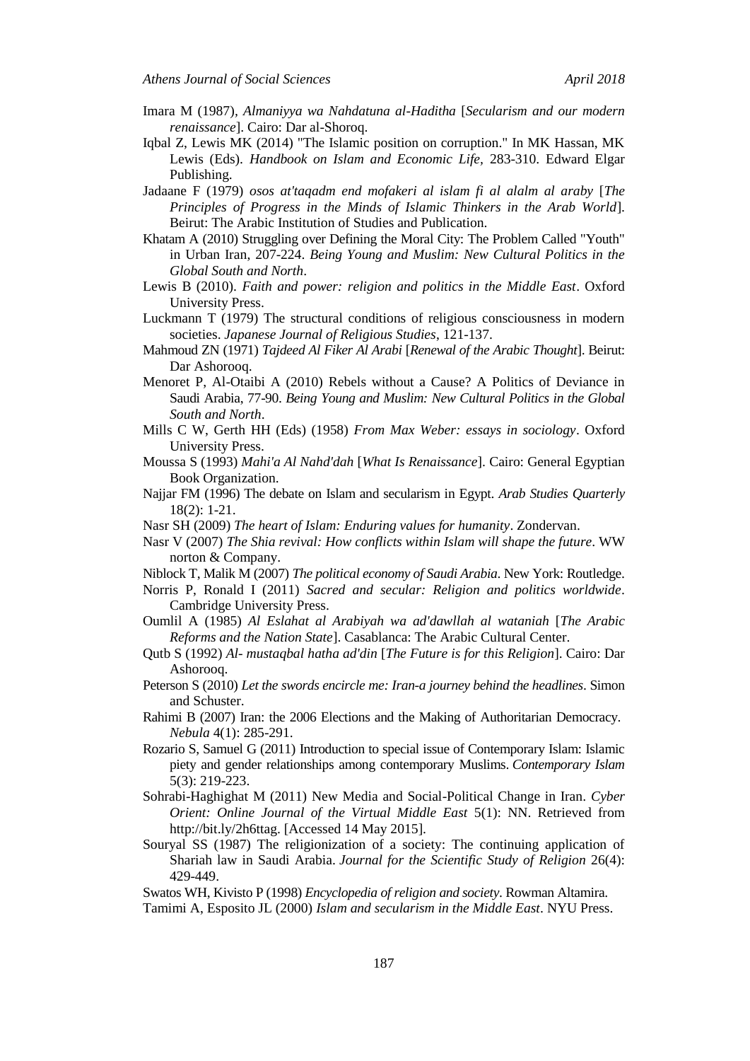Imara M (1987), *Almaniyya wa Nahdatuna al-Haditha* [*Secularism and our modern renaissance*]. Cairo: Dar al-Shoroq.

Iqbal Z, Lewis MK (2014) "The Islamic position on corruption." In MK Hassan, MK Lewis (Eds). *Handbook on Islam and Economic Life*, 283-310. Edward Elgar Publishing.

Jadaane F (1979) *osos at'taqadm end mofakeri al islam fi al alalm al araby* [*The Principles of Progress in the Minds of Islamic Thinkers in the Arab World*]. Beirut: The Arabic Institution of Studies and Publication.

Khatam A (2010) Struggling over Defining the Moral City: The Problem Called "Youth" in Urban Iran, 207-224. *Being Young and Muslim: New Cultural Politics in the Global South and North*.

Lewis B (2010). *Faith and power: religion and politics in the Middle East*. Oxford University Press.

Luckmann T (1979) The structural conditions of religious consciousness in modern societies. *Japanese Journal of Religious Studies*, 121-137.

Mahmoud ZN (1971) *Tajdeed Al Fiker Al Arabi* [*Renewal of the Arabic Thought*]. Beirut: Dar Ashorooq.

Menoret P, Al-Otaibi A (2010) Rebels without a Cause? A Politics of Deviance in Saudi Arabia, 77-90. *Being Young and Muslim: New Cultural Politics in the Global South and North*.

Mills C W, Gerth HH (Eds) (1958) *From Max Weber: essays in sociology*. Oxford University Press.

Moussa S (1993) *Mahi'a Al Nahd'dah* [*What Is Renaissance*]. Cairo: General Egyptian Book Organization.

Najjar FM (1996) The debate on Islam and secularism in Egypt. *Arab Studies Quarterly* 18(2): 1-21.

Nasr SH (2009) *The heart of Islam: Enduring values for humanity*. Zondervan.

Nasr V (2007) *The Shia revival: How conflicts within Islam will shape the future*. WW norton & Company.

Niblock T, Malik M (2007) *The political economy of Saudi Arabia*. New York: Routledge.

Norris P, Ronald I (2011) *Sacred and secular: Religion and politics worldwide*. Cambridge University Press.

Oumlil A (1985) *Al Eslahat al Arabiyah wa ad'dawllah al wataniah* [*The Arabic Reforms and the Nation State*]. Casablanca: The Arabic Cultural Center.

Qutb S (1992) *Al- mustaqbal hatha ad'din* [*The Future is for this Religion*]. Cairo: Dar Ashorooq.

Peterson S (2010) *Let the swords encircle me: Iran-a journey behind the headlines*. Simon and Schuster.

Rahimi B (2007) Iran: the 2006 Elections and the Making of Authoritarian Democracy. *Nebula* 4(1): 285-291.

Rozario S, Samuel G (2011) Introduction to special issue of Contemporary Islam: Islamic piety and gender relationships among contemporary Muslims. *Contemporary Islam* 5(3): 219-223.

Sohrabi-Haghighat M (2011) New Media and Social-Political Change in Iran. *Cyber Orient: Online Journal of the Virtual Middle East* 5(1): NN. Retrieved from http://bit.ly/2h6ttag. [Accessed 14 May 2015].

Souryal SS (1987) The religionization of a society: The continuing application of Shariah law in Saudi Arabia. *Journal for the Scientific Study of Religion* 26(4): 429-449.

Swatos WH, Kivisto P (1998) *Encyclopedia of religion and society*. Rowman Altamira.

Tamimi A, Esposito JL (2000) *Islam and secularism in the Middle East*. NYU Press.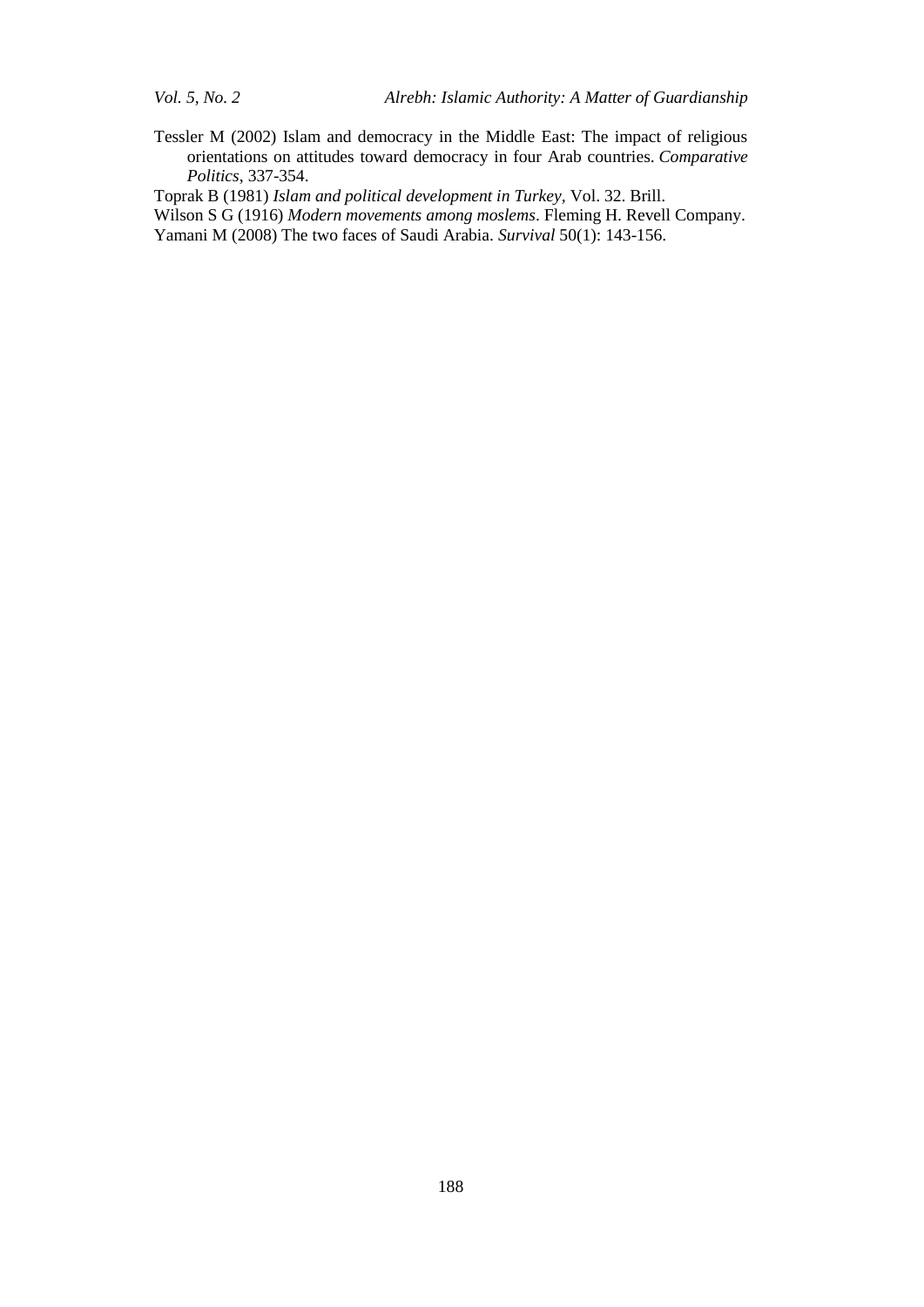Tessler M (2002) Islam and democracy in the Middle East: The impact of religious orientations on attitudes toward democracy in four Arab countries. *Comparative Politics*, 337-354.

Toprak B (1981) *Islam and political development in Turkey,* Vol. 32. Brill.

Wilson S G (1916) *Modern movements among moslems*. Fleming H. Revell Company.

Yamani M (2008) The two faces of Saudi Arabia. *Survival* 50(1): 143-156.